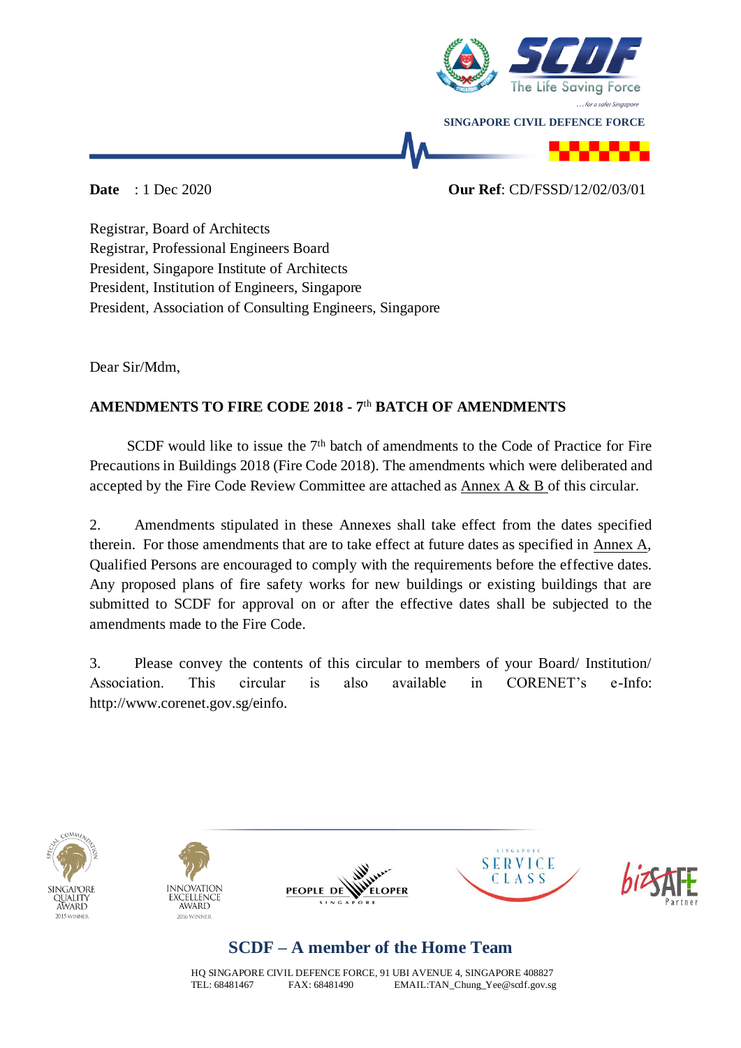SINGAPORE CIVIL DEFENCE FORCE

**Date** : 1 Dec 2020 **Our Ref**: CD/FSSD/12/02/03/01

Registrar, Board of Architects
Registrar, Professional Engineers Board
President, Singapore Institute of Architects
President, Institution of Engineers, Singapore
President, Association of Consulting Engineers, Singapore

Dear Sir/Mdm,

**AMENDMENTS TO FIRE CODE 2018 - 7th BATCH OF AMENDMENTS**

SCDF would like to issue the 7th batch of amendments to the Code of Practice for Fire Precautions in Buildings 2018 (Fire Code 2018). The amendments which were deliberated and accepted by the Fire Code Review Committee are attached as Annex A & B of this circular.

2. Amendments stipulated in these Annexes shall take effect from the dates specified therein. For those amendments that are to take effect at future dates as specified in Annex A, Qualified Persons are encouraged to comply with the requirements before the effective dates. Any proposed plans of fire safety works for new buildings or existing buildings that are submitted to SCDF for approval on or after the effective dates shall be subjected to the amendments made to the Fire Code.

3. Please convey the contents of this circular to members of your Board/ Institution/ Association. This circular is also available in CORENET's e-Info: http://www.corenet.gov.sg/einfo.

**SCDF – A member of the Home Team**

HQ SINGAPORE CIVIL DEFENCE FORCE, 91 UBI AVENUE 4, SINGAPORE 408827
TEL: 68481467 FAX: 68481490 EMAIL:TAN_Chung_Yee@scdf.gov.sg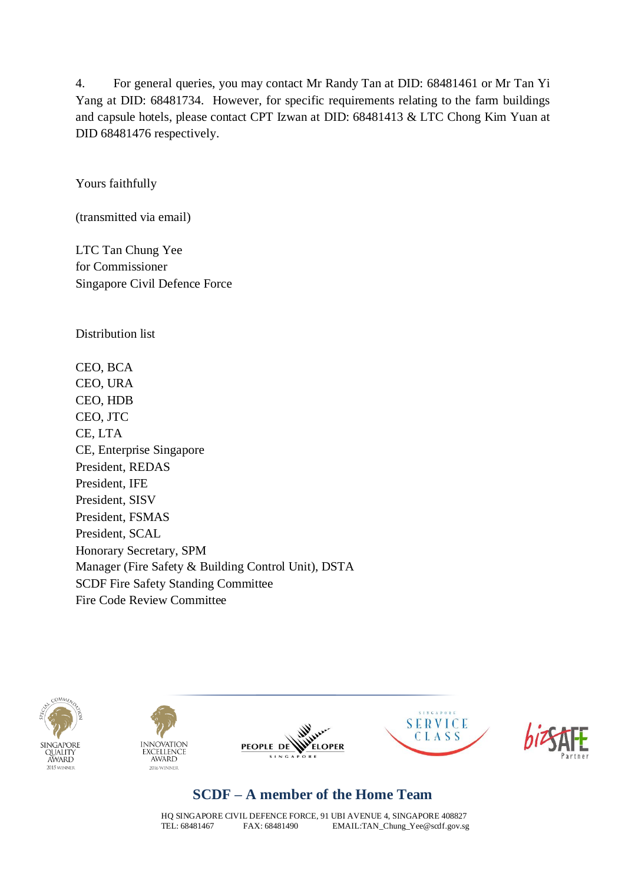4. For general queries, you may contact Mr Randy Tan at DID: 68481461 or Mr Tan Yi Yang at DID: 68481734. However, for specific requirements relating to the farm buildings and capsule hotels, please contact CPT Izwan at DID: 68481413 & LTC Chong Kim Yuan at DID 68481476 respectively.

Yours faithfully

(transmitted via email)

LTC Tan Chung Yee
for Commissioner
Singapore Civil Defence Force

Distribution list

CEO, BCA
CEO, URA
CEO, HDB
CEO, JTC
CE, LTA
CE, Enterprise Singapore
President, REDAS
President, IFE
President, SISV
President, FSMAS
President, SCAL
Honorary Secretary, SPM
Manager (Fire Safety & Building Control Unit), DSTA
SCDF Fire Safety Standing Committee
Fire Code Review Committee

**SCDF – A member of the Home Team**

HQ SINGAPORE CIVIL DEFENCE FORCE, 91 UBI AVENUE 4, SINGAPORE 408827
TEL: 68481467 FAX: 68481490 EMAIL:TAN_Chung_Yee@scdf.gov.sg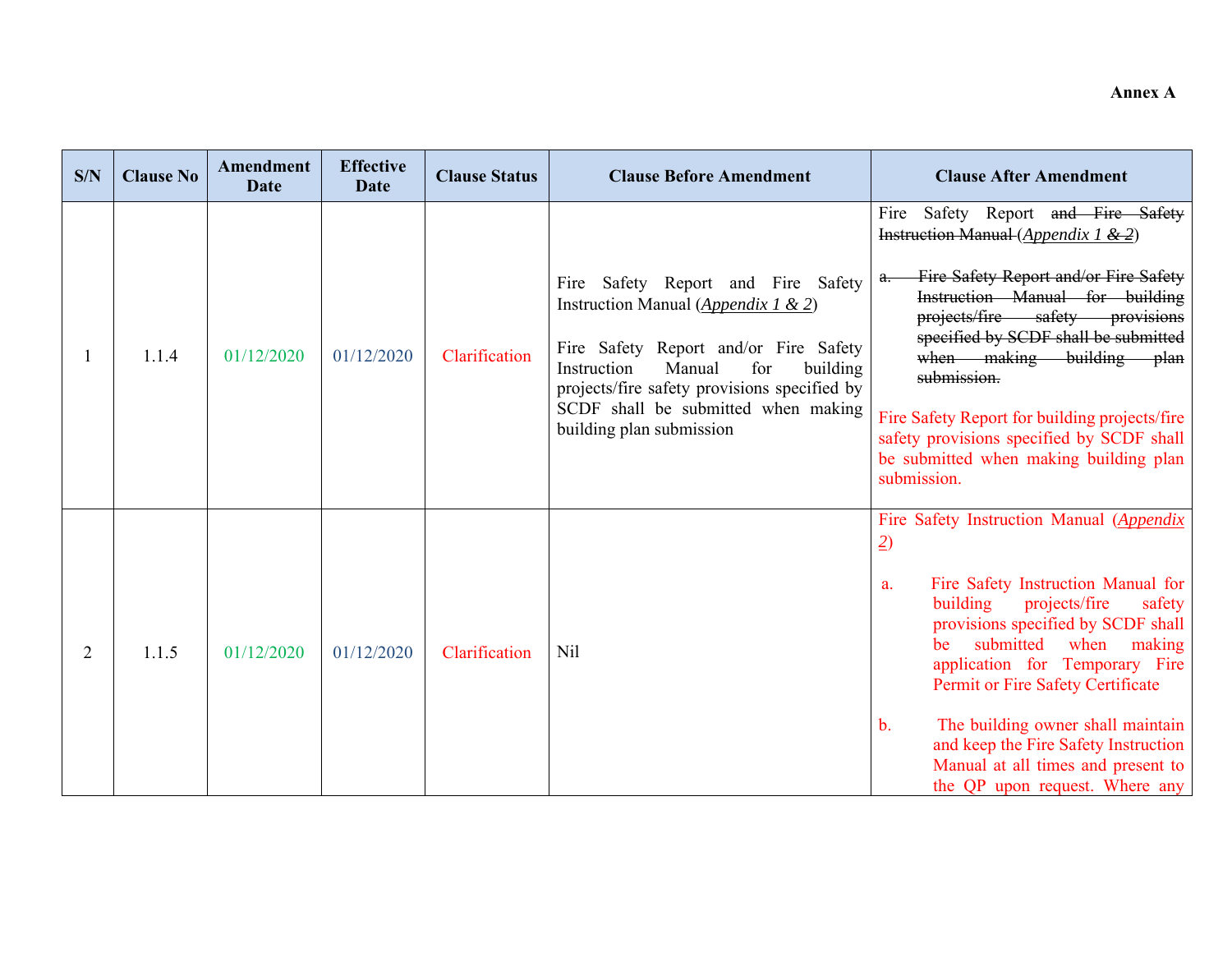**Annex A**

| S/N | Clause No | Amendment Date | Effective Date | Clause Status | Clause Before Amendment | Clause After Amendment |
|---|---|---|---|---|---|---|
| 1 | 1.1.4 | 01/12/2020 | 01/12/2020 | Clarification | Fire Safety Report and Fire Safety Instruction Manual (*Appendix 1 & 2*)<br><br>Fire Safety Report and/or Fire Safety Instruction Manual for building projects/fire safety provisions specified by SCDF shall be submitted when making building plan submission | Fire Safety Report ~~and Fire Safety Instruction Manual~~ (*Appendix 1 ~~& 2~~*)<br><br>~~a. Fire Safety Report and/or Fire Safety Instruction Manual for building projects/fire safety provisions specified by SCDF shall be submitted when making building plan submission.~~<br><br>Fire Safety Report for building projects/fire safety provisions specified by SCDF shall be submitted when making building plan submission. |
| 2 | 1.1.5 | 01/12/2020 | 01/12/2020 | Clarification | Nil | Fire Safety Instruction Manual (*Appendix 2*)<br><br>a. Fire Safety Instruction Manual for building projects/fire safety provisions specified by SCDF shall be submitted when making application for Temporary Fire Permit or Fire Safety Certificate<br><br>b. The building owner shall maintain and keep the Fire Safety Instruction Manual at all times and present to the QP upon request. Where any |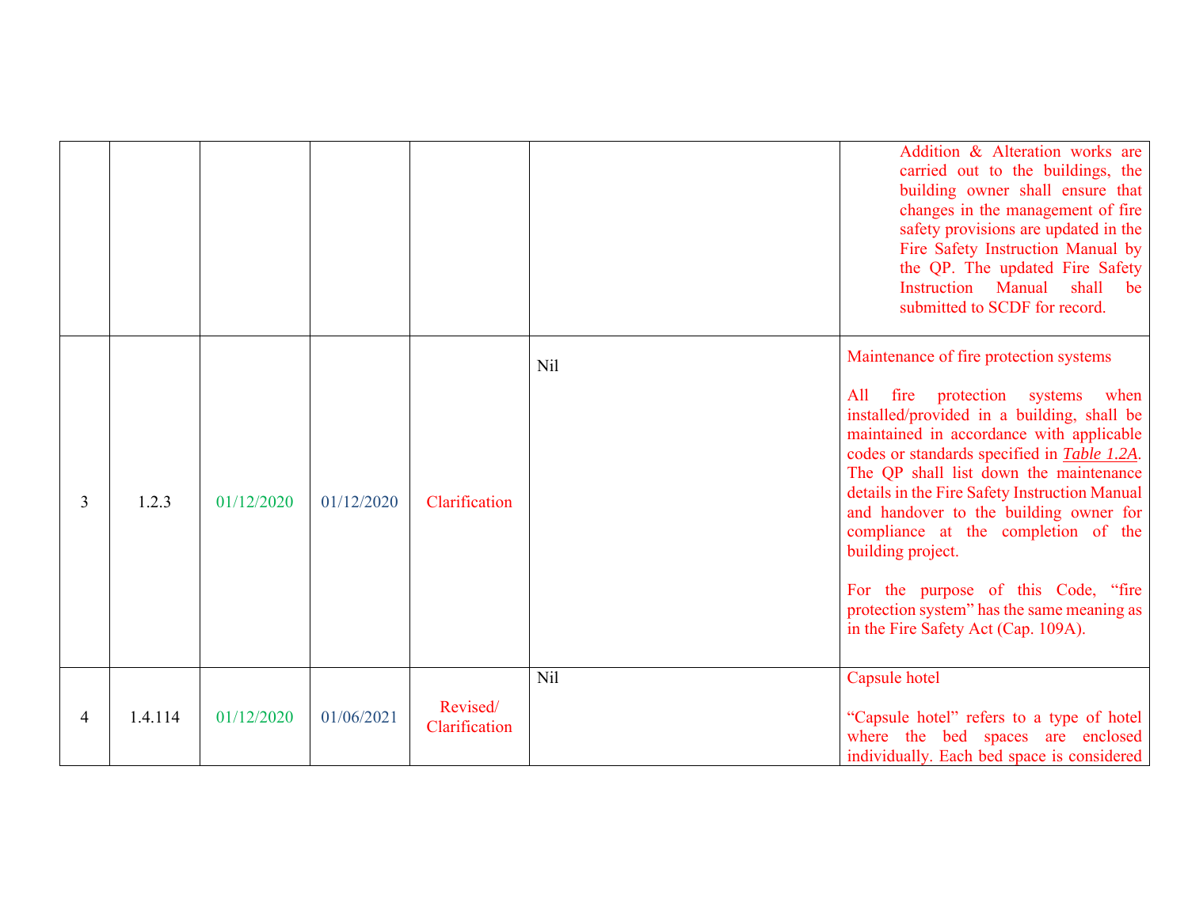| | | | | | | |
|---|---|---|---|---|---|---|
| | | | | | | Addition & Alteration works are carried out to the buildings, the building owner shall ensure that changes in the management of fire safety provisions are updated in the Fire Safety Instruction Manual by the QP. The updated Fire Safety Instruction Manual shall be submitted to SCDF for record. |
| 3 | 1.2.3 | 01/12/2020 | 01/12/2020 | Clarification | Nil | Maintenance of fire protection systems<br><br>All fire protection systems when installed/provided in a building, shall be maintained in accordance with applicable codes or standards specified in ***Table 1.2A***. The QP shall list down the maintenance details in the Fire Safety Instruction Manual and handover to the building owner for compliance at the completion of the building project.<br><br>For the purpose of this Code, "fire protection system" has the same meaning as in the Fire Safety Act (Cap. 109A). |
| 4 | 1.4.114 | 01/12/2020 | 01/06/2021 | Revised/ Clarification | Nil | Capsule hotel<br><br>"Capsule hotel" refers to a type of hotel where the bed spaces are enclosed individually. Each bed space is considered |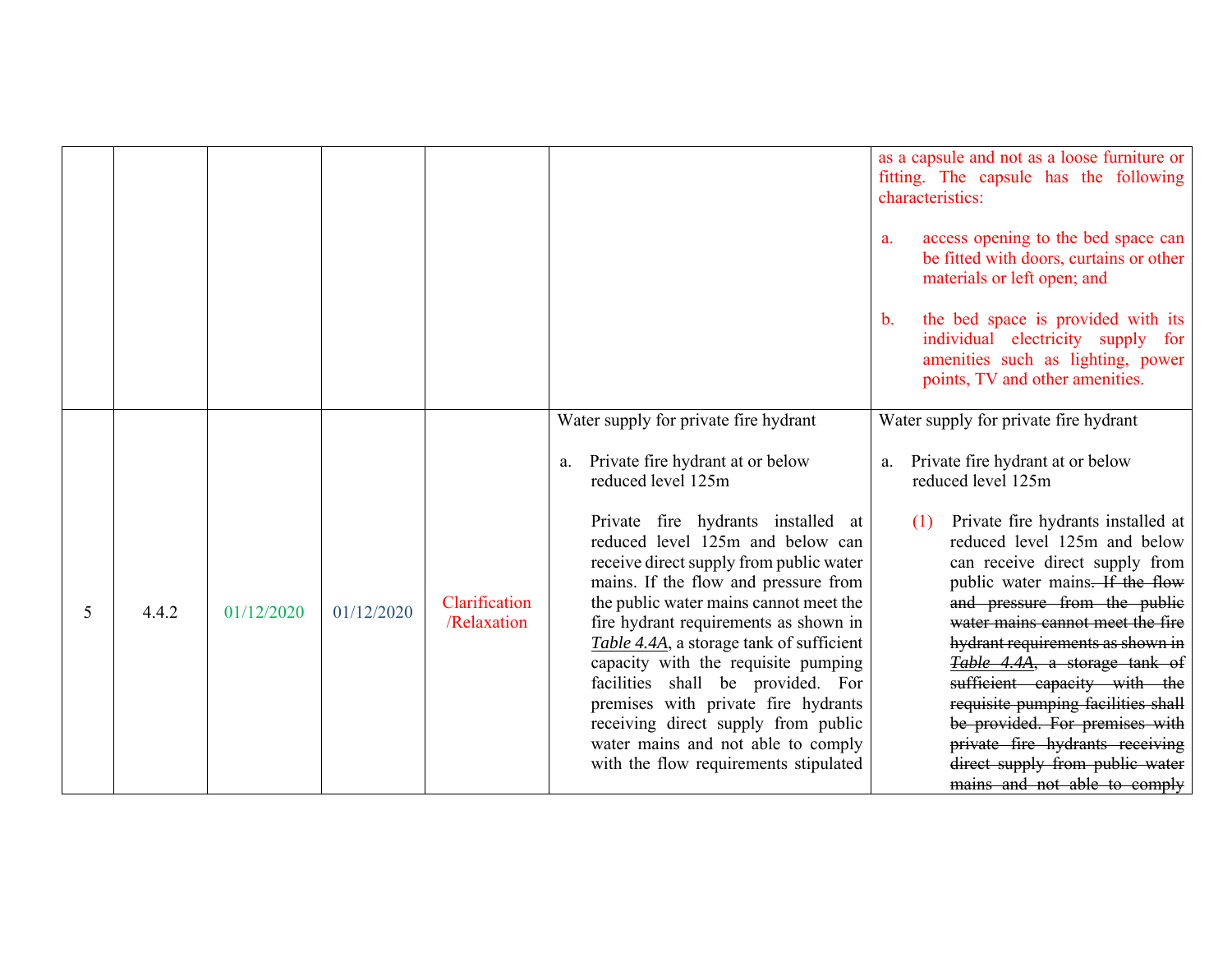| | | | | | | |
|---|---|---|---|---|---|---|
| | | | | | | as a capsule and not as a loose furniture or fitting. The capsule has the following characteristics:<br><br>a. access opening to the bed space can be fitted with doors, curtains or other materials or left open; and<br><br>b. the bed space is provided with its individual electricity supply for amenities such as lighting, power points, TV and other amenities. |
| 5 | 4.4.2 | 01/12/2020 | 01/12/2020 | Clarification /Relaxation | Water supply for private fire hydrant<br><br>a. Private fire hydrant at or below reduced level 125m<br><br>Private fire hydrants installed at reduced level 125m and below can receive direct supply from public water mains. If the flow and pressure from the public water mains cannot meet the fire hydrant requirements as shown in ***Table 4.4A***, a storage tank of sufficient capacity with the requisite pumping facilities shall be provided. For premises with private fire hydrants receiving direct supply from public water mains and not able to comply with the flow requirements stipulated | Water supply for private fire hydrant<br><br>a. Private fire hydrant at or below reduced level 125m<br><br>(1) Private fire hydrants installed at reduced level 125m and below can receive direct supply from public water mains~~. If the flow and pressure from the public water mains cannot meet the fire hydrant requirements as shown in *Table 4.4A*, a storage tank of sufficient capacity with the requisite pumping facilities shall be provided. For premises with private fire hydrants receiving direct supply from public water mains and not able to comply~~ |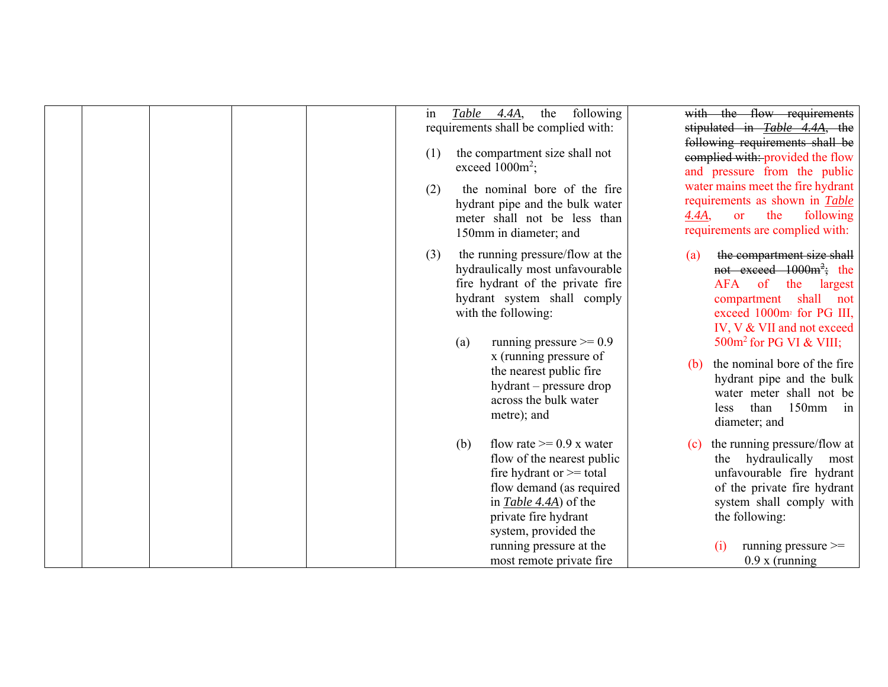| | | | | | | |
|---|---|---|---|---|---|---|
| | | | | | in *Table 4.4A*, the following requirements shall be complied with:<br><br>(1) the compartment size shall not exceed $1000m^2$;<br><br>(2) the nominal bore of the fire hydrant pipe and the bulk water meter shall not be less than 150mm in diameter; and<br><br>(3) the running pressure/flow at the hydraulically most unfavourable fire hydrant of the private fire hydrant system shall comply with the following:<br><br>(a) running pressure >= 0.9 x (running pressure of the nearest public fire hydrant – pressure drop across the bulk water metre); and<br><br>(b) flow rate >= 0.9 x water flow of the nearest public fire hydrant or >= total flow demand (as required in *Table 4.4A*) of the private fire hydrant system, provided the running pressure at the most remote private fire | ~~with the flow requirements stipulated in *Table 4.4A*, the following requirements shall be complied with:~~ provided the flow and pressure from the public water mains meet the fire hydrant requirements as shown in *Table 4.4A*, or the following requirements are complied with:<br><br>(a) ~~the compartment size shall not exceed $1000m^2$;~~ the AFA of the largest compartment shall not exceed $1000m^2$ for PG III, IV, V & VII and not exceed $500m^2$ for PG VI & VIII;<br><br>(b) the nominal bore of the fire hydrant pipe and the bulk water meter shall not be less than 150mm in diameter; and<br><br>(c) the running pressure/flow at the hydraulically most unfavourable fire hydrant of the private fire hydrant system shall comply with the following:<br><br>(i) running pressure >= 0.9 x (running |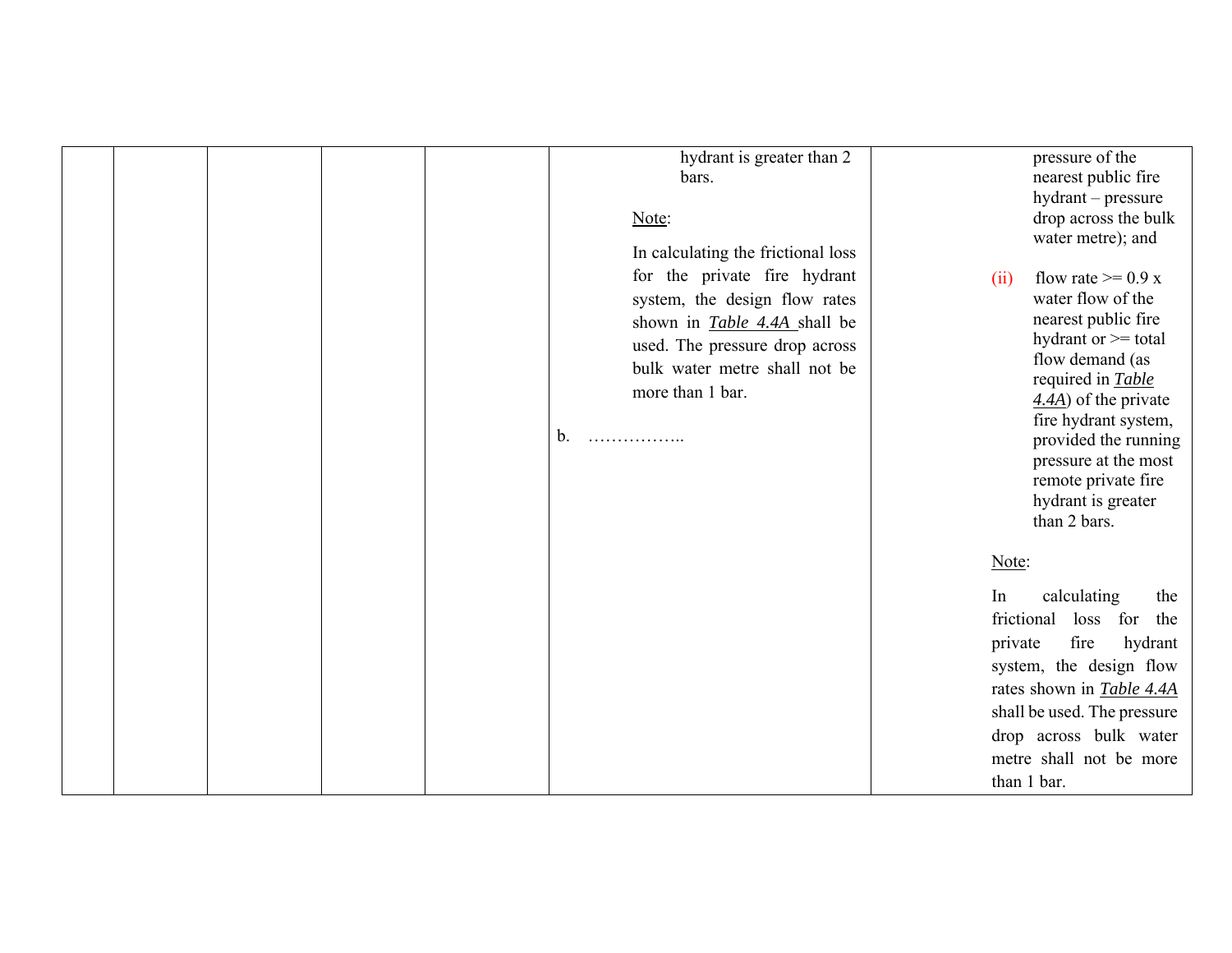|  |  |  |  |  |  |  |
|---|---|---|---|---|---|---|
|  |  |  |  |  | hydrant is greater than 2 bars.<br><br>Note:<br><br>In calculating the frictional loss for the private fire hydrant system, the design flow rates shown in ***Table 4.4A*** shall be used. The pressure drop across bulk water metre shall not be more than 1 bar.<br><br>b. …………….. | pressure of the nearest public fire hydrant – pressure drop across the bulk water metre); and<br><br>(ii) flow rate >= 0.9 x water flow of the nearest public fire hydrant or >= total flow demand (as required in ***Table 4.4A***) of the private fire hydrant system, provided the running pressure at the most remote private fire hydrant is greater than 2 bars.<br><br>Note:<br><br>In calculating the frictional loss for the private fire hydrant system, the design flow rates shown in ***Table 4.4A*** shall be used. The pressure drop across bulk water metre shall not be more than 1 bar. |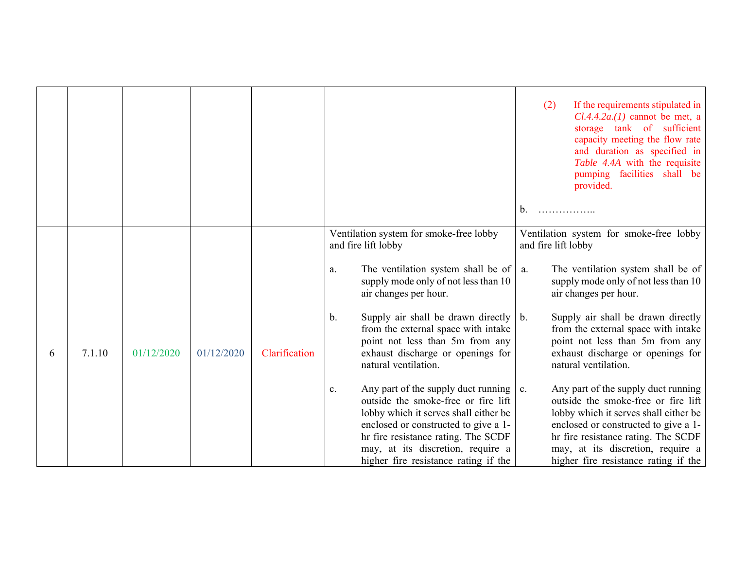| | | | | | | |
|---|---|---|---|---|---|---|
| | | | | | | (2) If the requirements stipulated in *Cl.4.4.2a.(1)* cannot be met, a storage tank of sufficient capacity meeting the flow rate and duration as specified in *Table 4.4A* with the requisite pumping facilities shall be provided.<br><br>b. …………….. |
| 6 | 7.1.10 | 01/12/2020 | 01/12/2020 | Clarification | Ventilation system for smoke-free lobby and fire lift lobby<br><br>a. The ventilation system shall be of supply mode only of not less than 10 air changes per hour.<br><br>b. Supply air shall be drawn directly from the external space with intake point not less than 5m from any exhaust discharge or openings for natural ventilation.<br><br>c. Any part of the supply duct running outside the smoke-free or fire lift lobby which it serves shall either be enclosed or constructed to give a 1-hr fire resistance rating. The SCDF may, at its discretion, require a higher fire resistance rating if the | Ventilation system for smoke-free lobby and fire lift lobby<br><br>a. The ventilation system shall be of supply mode only of not less than 10 air changes per hour.<br><br>b. Supply air shall be drawn directly from the external space with intake point not less than 5m from any exhaust discharge or openings for natural ventilation.<br><br>c. Any part of the supply duct running outside the smoke-free or fire lift lobby which it serves shall either be enclosed or constructed to give a 1-hr fire resistance rating. The SCDF may, at its discretion, require a higher fire resistance rating if the |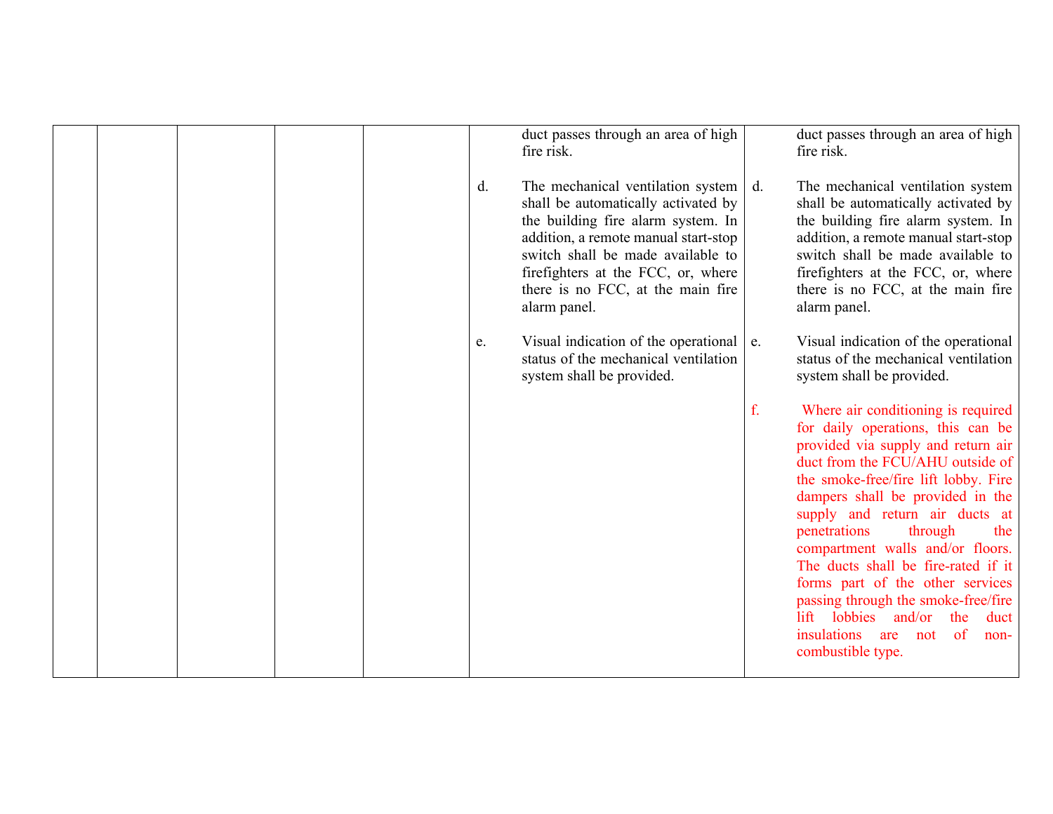| | | | | | | |
|---|---|---|---|---|---|---|
| | | | | | duct passes through an area of high fire risk.<br><br>d. The mechanical ventilation system shall be automatically activated by the building fire alarm system. In addition, a remote manual start-stop switch shall be made available to firefighters at the FCC, or, where there is no FCC, at the main fire alarm panel.<br><br>e. Visual indication of the operational status of the mechanical ventilation system shall be provided. | duct passes through an area of high fire risk.<br><br>d. The mechanical ventilation system shall be automatically activated by the building fire alarm system. In addition, a remote manual start-stop switch shall be made available to firefighters at the FCC, or, where there is no FCC, at the main fire alarm panel.<br><br>e. Visual indication of the operational status of the mechanical ventilation system shall be provided.<br><br>f. Where air conditioning is required for daily operations, this can be provided via supply and return air duct from the FCU/AHU outside of the smoke-free/fire lift lobby. Fire dampers shall be provided in the supply and return air ducts at penetrations through the compartment walls and/or floors. The ducts shall be fire-rated if it forms part of the other services passing through the smoke-free/fire lift lobbies and/or the duct insulations are not of non-combustible type. |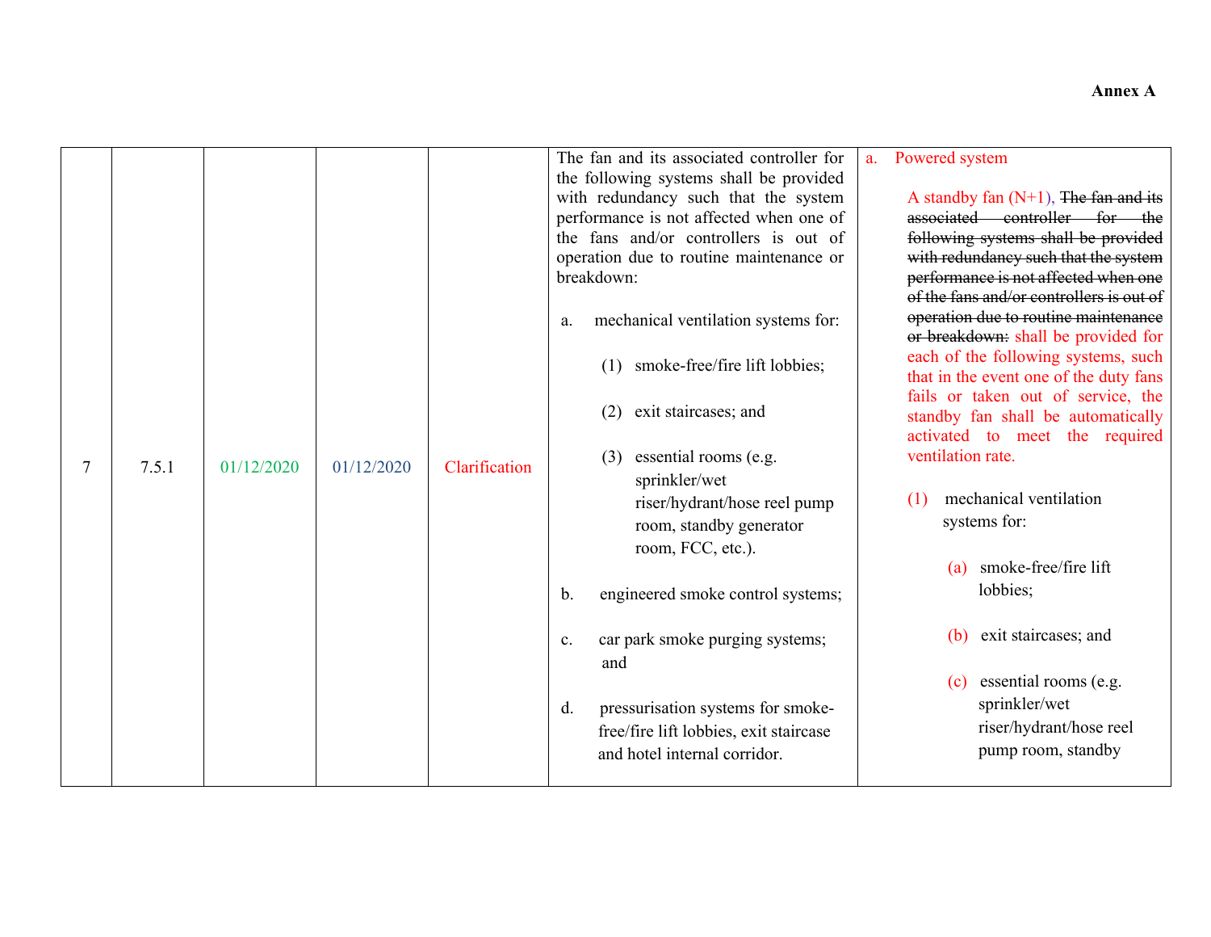**Annex A**

| | | | | | | |
|---|---|---|---|---|---|---|
| 7 | 7.5.1 | 01/12/2020 | 01/12/2020 | Clarification | The fan and its associated controller for the following systems shall be provided with redundancy such that the system performance is not affected when one of the fans and/or controllers is out of operation due to routine maintenance or breakdown:<br><br>a. mechanical ventilation systems for:<br><br>(1) smoke-free/fire lift lobbies;<br><br>(2) exit staircases; and<br><br>(3) essential rooms (e.g. sprinkler/wet riser/hydrant/hose reel pump room, standby generator room, FCC, etc.).<br><br>b. engineered smoke control systems;<br><br>c. car park smoke purging systems; and<br><br>d. pressurisation systems for smoke-free/fire lift lobbies, exit staircase and hotel internal corridor. | a. Powered system<br><br>A standby fan (N+1), ~~The fan and its associated controller for the following systems shall be provided with redundancy such that the system performance is not affected when one of the fans and/or controllers is out of operation due to routine maintenance or breakdown:~~ shall be provided for each of the following systems, such that in the event one of the duty fans fails or taken out of service, the standby fan shall be automatically activated to meet the required ventilation rate.<br><br>(1) mechanical ventilation systems for:<br><br>(a) smoke-free/fire lift lobbies;<br><br>(b) exit staircases; and<br><br>(c) essential rooms (e.g. sprinkler/wet riser/hydrant/hose reel pump room, standby |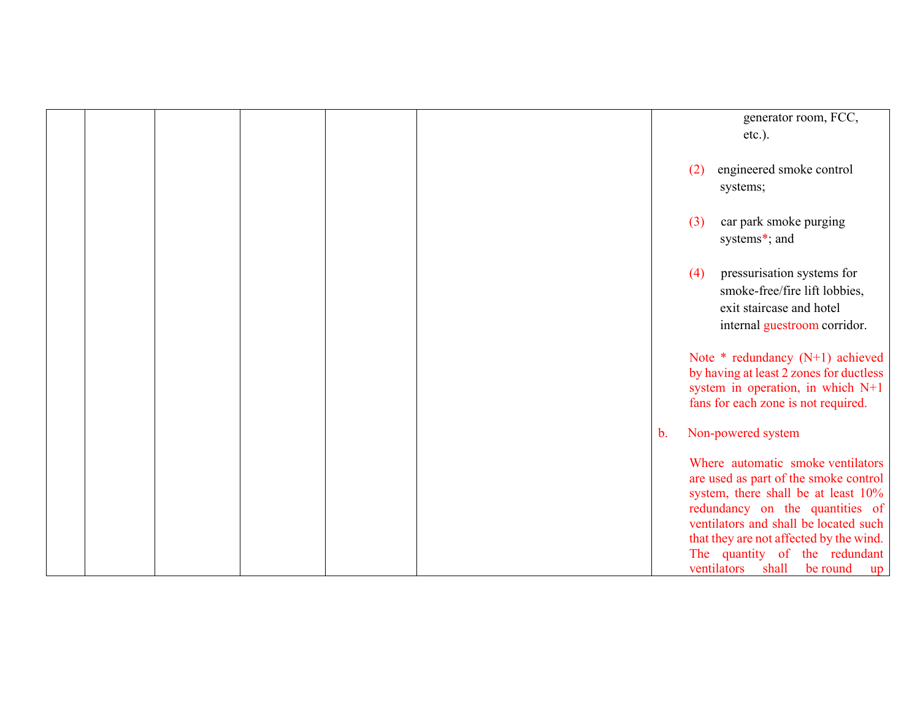| | | | | | | |
|---|---|---|---|---|---|---|
| | | | | | | generator room, FCC, etc.).<br><br>(2) engineered smoke control systems;<br><br>(3) car park smoke purging systems*; and<br><br>(4) pressurisation systems for smoke-free/fire lift lobbies, exit staircase and hotel internal guestroom corridor.<br><br>Note * redundancy (N+1) achieved by having at least 2 zones for ductless system in operation, in which N+1 fans for each zone is not required.<br><br>b. Non-powered system<br><br>Where automatic smoke ventilators are used as part of the smoke control system, there shall be at least 10% redundancy on the quantities of ventilators and shall be located such that they are not affected by the wind. The quantity of the redundant ventilators shall be round up |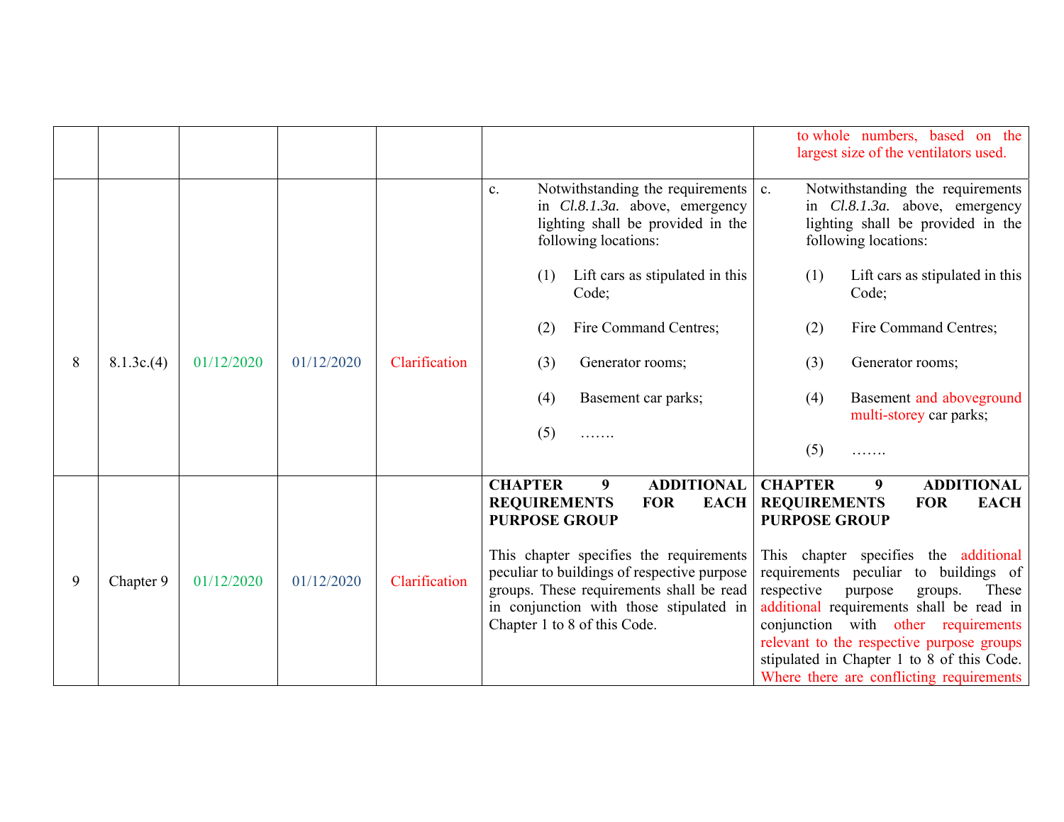| | | | | | | |
|---|---|---|---|---|---|---|
| | | | | | | to whole numbers, based on the largest size of the ventilators used. |
| 8 | 8.1.3c.(4) | 01/12/2020 | 01/12/2020 | Clarification | c. Notwithstanding the requirements in *Cl.8.1.3a.* above, emergency lighting shall be provided in the following locations:<br><br>(1) Lift cars as stipulated in this Code;<br><br>(2) Fire Command Centres;<br><br>(3) Generator rooms;<br><br>(4) Basement car parks;<br><br>(5) ……. | c. Notwithstanding the requirements in *Cl.8.1.3a.* above, emergency lighting shall be provided in the following locations:<br><br>(1) Lift cars as stipulated in this Code;<br><br>(2) Fire Command Centres;<br><br>(3) Generator rooms;<br><br>(4) Basement and aboveground multi-storey car parks;<br><br>(5) ……. |
| 9 | Chapter 9 | 01/12/2020 | 01/12/2020 | Clarification | **CHAPTER 9 ADDITIONAL REQUIREMENTS FOR EACH PURPOSE GROUP**<br><br>This chapter specifies the requirements peculiar to buildings of respective purpose groups. These requirements shall be read in conjunction with those stipulated in Chapter 1 to 8 of this Code. | **CHAPTER 9 ADDITIONAL REQUIREMENTS FOR EACH PURPOSE GROUP**<br><br>This chapter specifies the additional requirements peculiar to buildings of respective purpose groups. These additional requirements shall be read in conjunction with other requirements relevant to the respective purpose groups stipulated in Chapter 1 to 8 of this Code. Where there are conflicting requirements |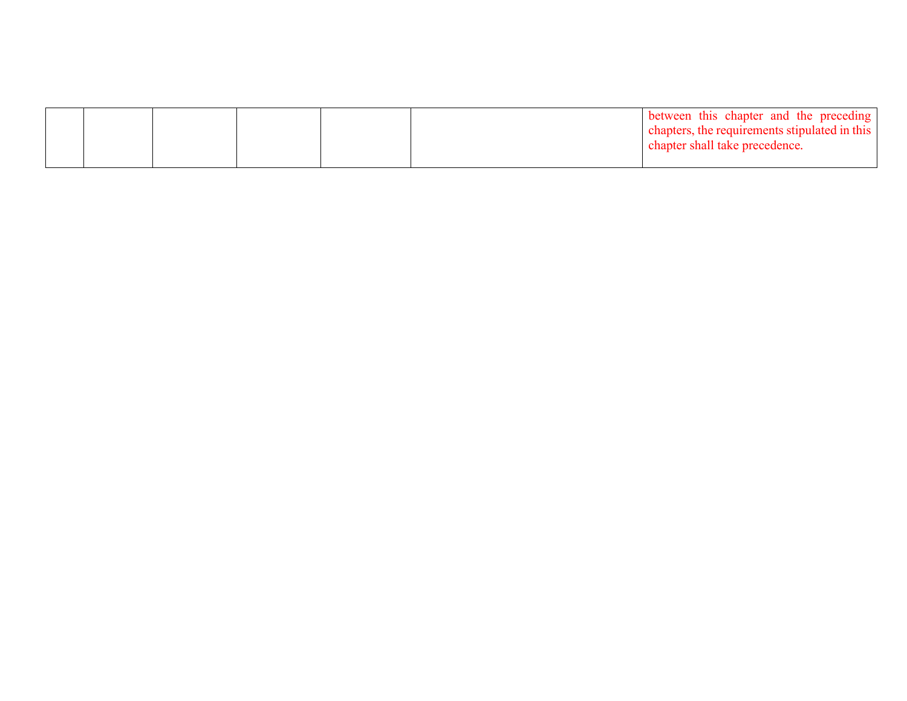| | | | | | | |
|---|---|---|---|---|---|---|
| | | | | | | between this chapter and the preceding chapters, the requirements stipulated in this chapter shall take precedence. |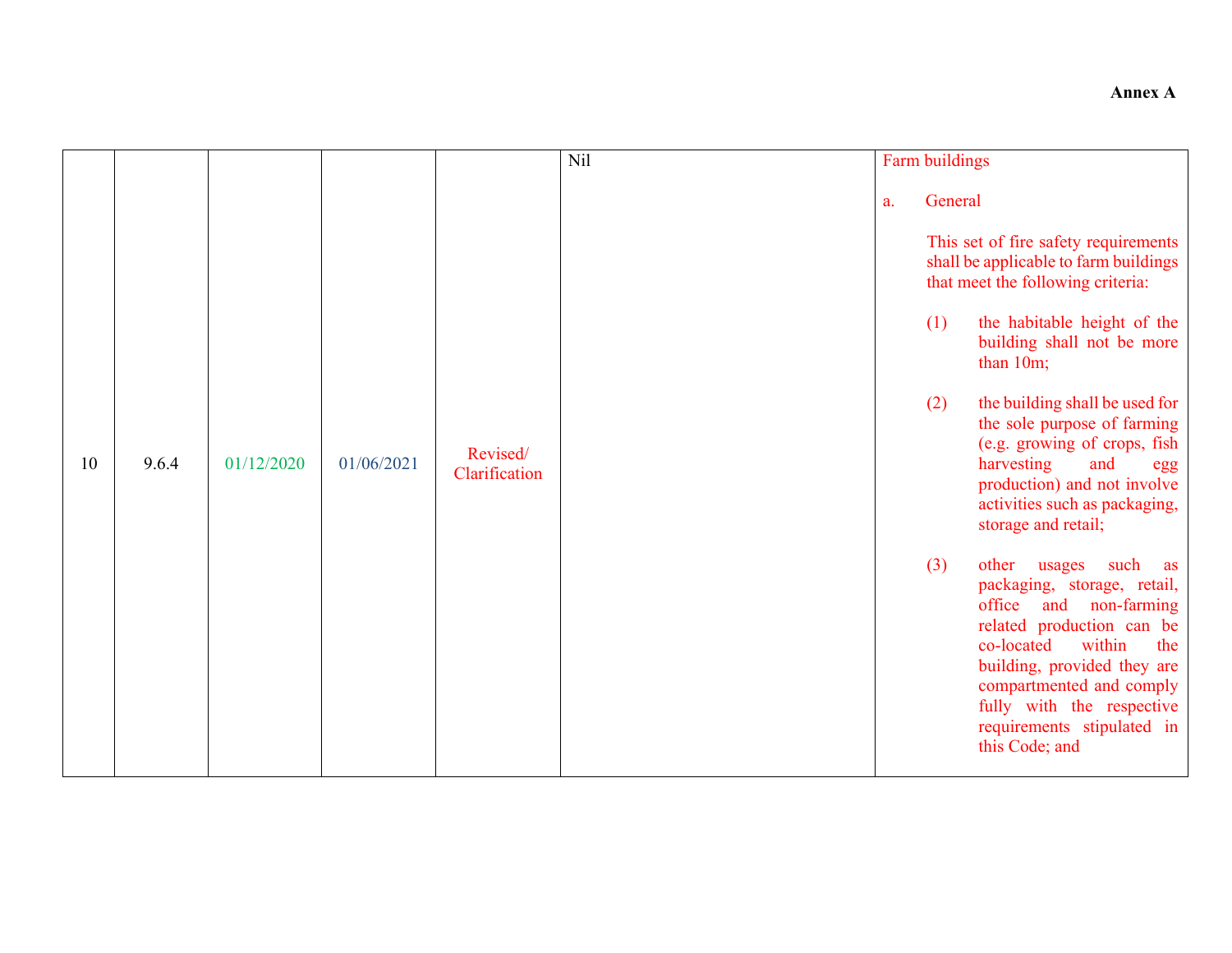**Annex A**

| | | | | | | |
|---|---|---|---|---|---|---|
| 10 | 9.6.4 | 01/12/2020 | 01/06/2021 | Revised/ Clarification | Nil | Farm buildings<br><br>a. General<br><br>This set of fire safety requirements shall be applicable to farm buildings that meet the following criteria:<br><br>(1) the habitable height of the building shall not be more than 10m;<br><br>(2) the building shall be used for the sole purpose of farming (e.g. growing of crops, fish harvesting and egg production) and not involve activities such as packaging, storage and retail;<br><br>(3) other usages such as packaging, storage, retail, office and non-farming related production can be co-located within the building, provided they are compartmented and comply fully with the respective requirements stipulated in this Code; and |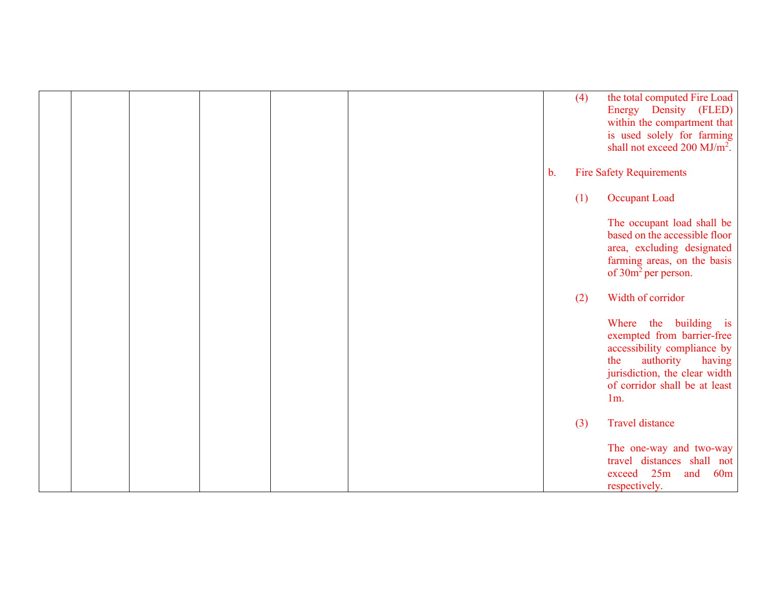| | | | | | | |
|---|---|---|---|---|---|---|
| | | | | | | (4) the total computed Fire Load Energy Density (FLED) within the compartment that is used solely for farming shall not exceed 200 $MJ/m^2$.<br><br>b. Fire Safety Requirements<br><br>(1) Occupant Load<br><br>The occupant load shall be based on the accessible floor area, excluding designated farming areas, on the basis of $30m^2$ per person.<br><br>(2) Width of corridor<br><br>Where the building is exempted from barrier-free accessibility compliance by the authority having jurisdiction, the clear width of corridor shall be at least 1m.<br><br>(3) Travel distance<br><br>The one-way and two-way travel distances shall not exceed 25m and 60m respectively. |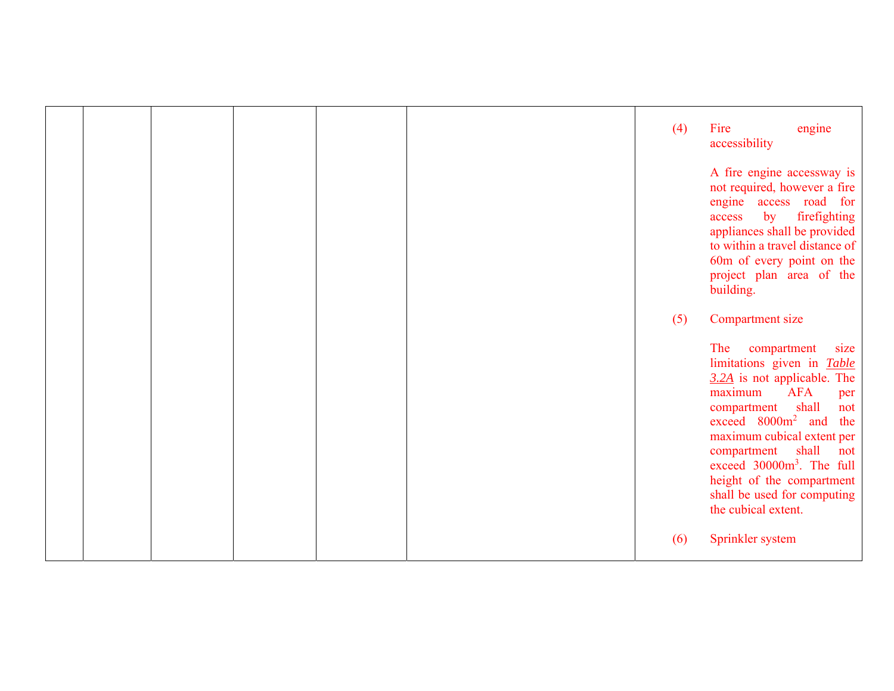| | | | | | | |
|---|---|---|---|---|---|---|
| | | | | | | (4) Fire engine accessibility<br><br>A fire engine accessway is not required, however a fire engine access road for access by firefighting appliances shall be provided to within a travel distance of 60m of every point on the project plan area of the building.<br><br>(5) Compartment size<br><br>The compartment size limitations given in *Table 3.2A* is not applicable. The maximum AFA per compartment shall not exceed $8000m^2$ and the maximum cubical extent per compartment shall not exceed $30000m^3$. The full height of the compartment shall be used for computing the cubical extent.<br><br>(6) Sprinkler system |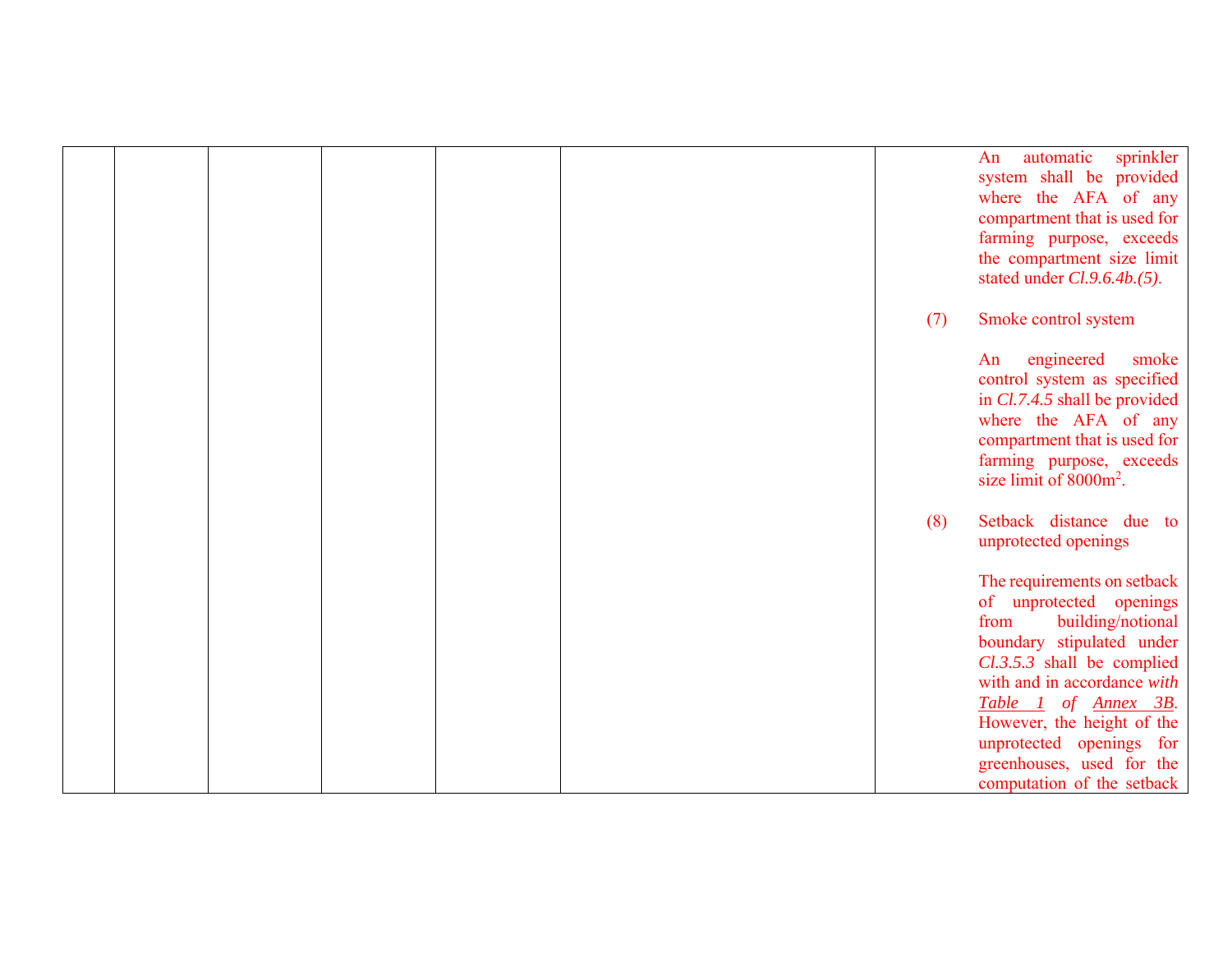| | | | | | | |
|---|---|---|---|---|---|---|
| | | | | | | An automatic sprinkler system shall be provided where the AFA of any compartment that is used for farming purpose, exceeds the compartment size limit stated under *Cl.9.6.4b.(5)*.<br><br>(7) Smoke control system<br><br>An engineered smoke control system as specified in *Cl.7.4.5* shall be provided where the AFA of any compartment that is used for farming purpose, exceeds size limit of $8000m^2$.<br><br>(8) Setback distance due to unprotected openings<br><br>The requirements on setback of unprotected openings from building/notional boundary stipulated under *Cl.3.5.3* shall be complied with and in accordance *with Table 1 of Annex 3B*. However, the height of the unprotected openings for greenhouses, used for the computation of the setback |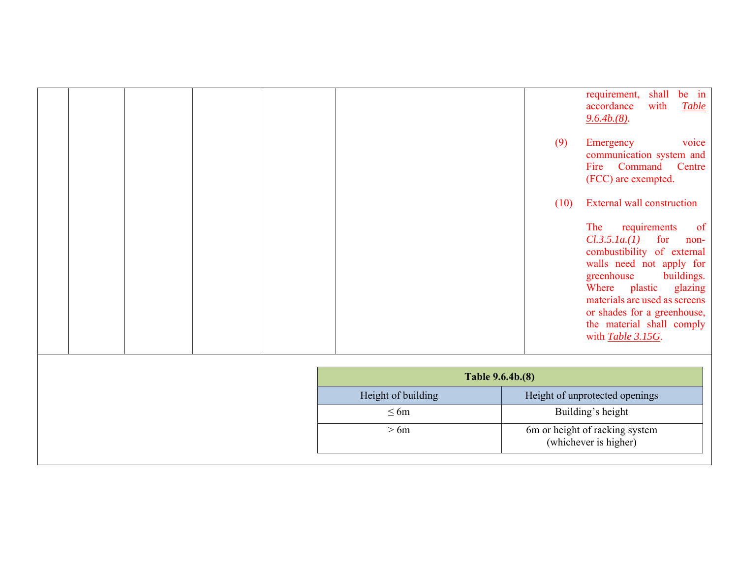| | | | | | | requirement, shall be in accordance with *Table 9.6.4b.(8)*.<br><br>(9) Emergency voice communication system and Fire Command Centre (FCC) are exempted.<br><br>(10) External wall construction<br><br>The requirements of *Cl.3.5.1a.(1)* for non-combustibility of external walls need not apply for greenhouse buildings. Where plastic glazing materials are used as screens or shades for a greenhouse, the material shall comply with *Table 3.15G*. |
|---|---|---|---|---|---|---|

| **Table 9.6.4b.(8)** | |
|---|---|
| Height of building | Height of unprotected openings |
| ≤ 6m | Building's height |
| > 6m | 6m or height of racking system (whichever is higher) |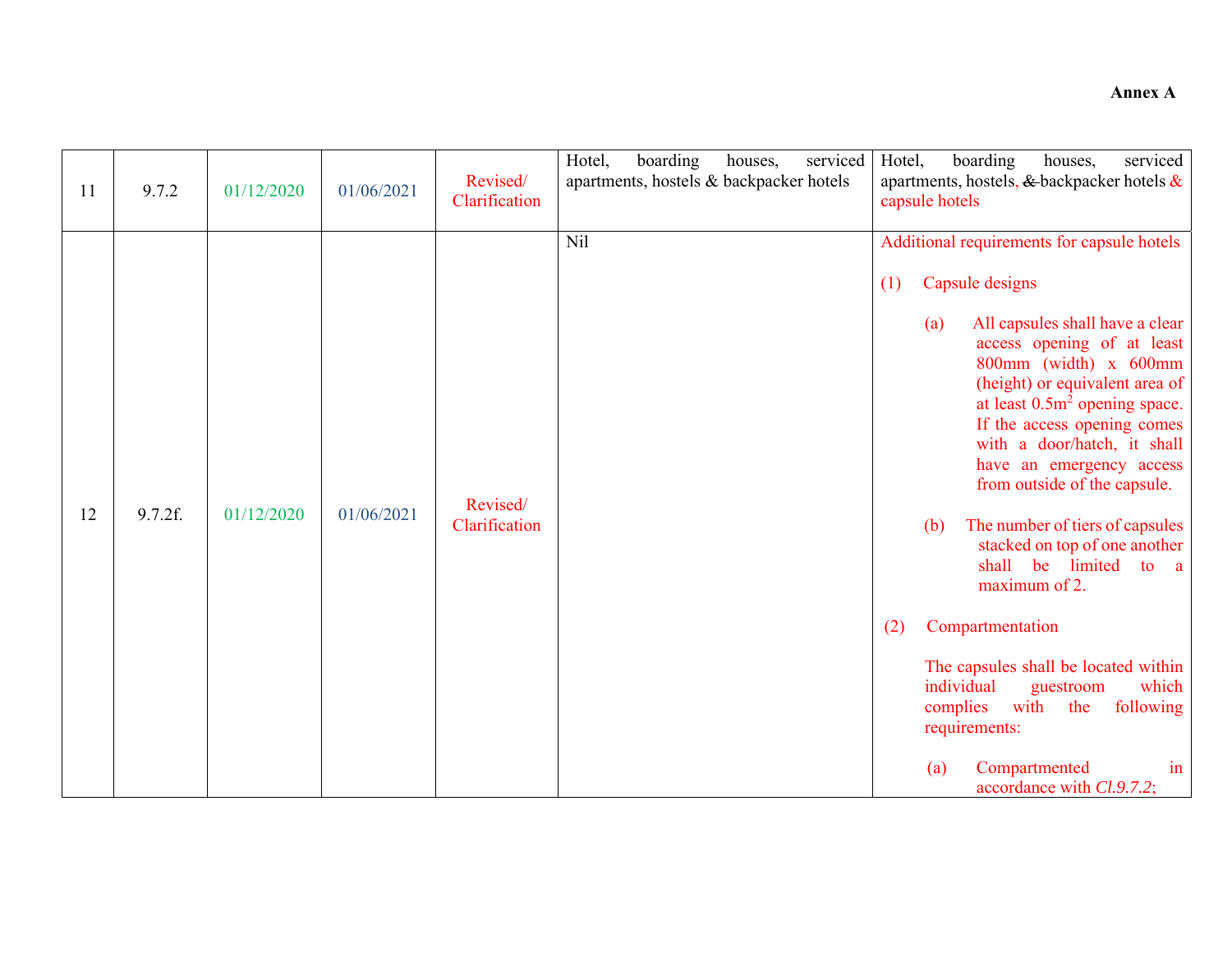**Annex A**

| 11 | 9.7.2 | 01/12/2020 | 01/06/2021 | Revised/ Clarification | Hotel, boarding houses, serviced apartments, hostels & backpacker hotels | Hotel, boarding houses, serviced apartments, hostels, ~~&~~ backpacker hotels & capsule hotels |
|---|---|---|---|---|---|---|
| 12 | 9.7.2f. | 01/12/2020 | 01/06/2021 | Revised/ Clarification | Nil | Additional requirements for capsule hotels<br><br>(1) Capsule designs<br><br>(a) All capsules shall have a clear access opening of at least 800mm (width) x 600mm (height) or equivalent area of at least $0.5m^2$ opening space. If the access opening comes with a door/hatch, it shall have an emergency access from outside of the capsule.<br><br>(b) The number of tiers of capsules stacked on top of one another shall be limited to a maximum of 2.<br><br>(2) Compartmentation<br><br>The capsules shall be located within individual guestroom which complies with the following requirements:<br><br>(a) Compartmented in accordance with *Cl.9.7.2*; |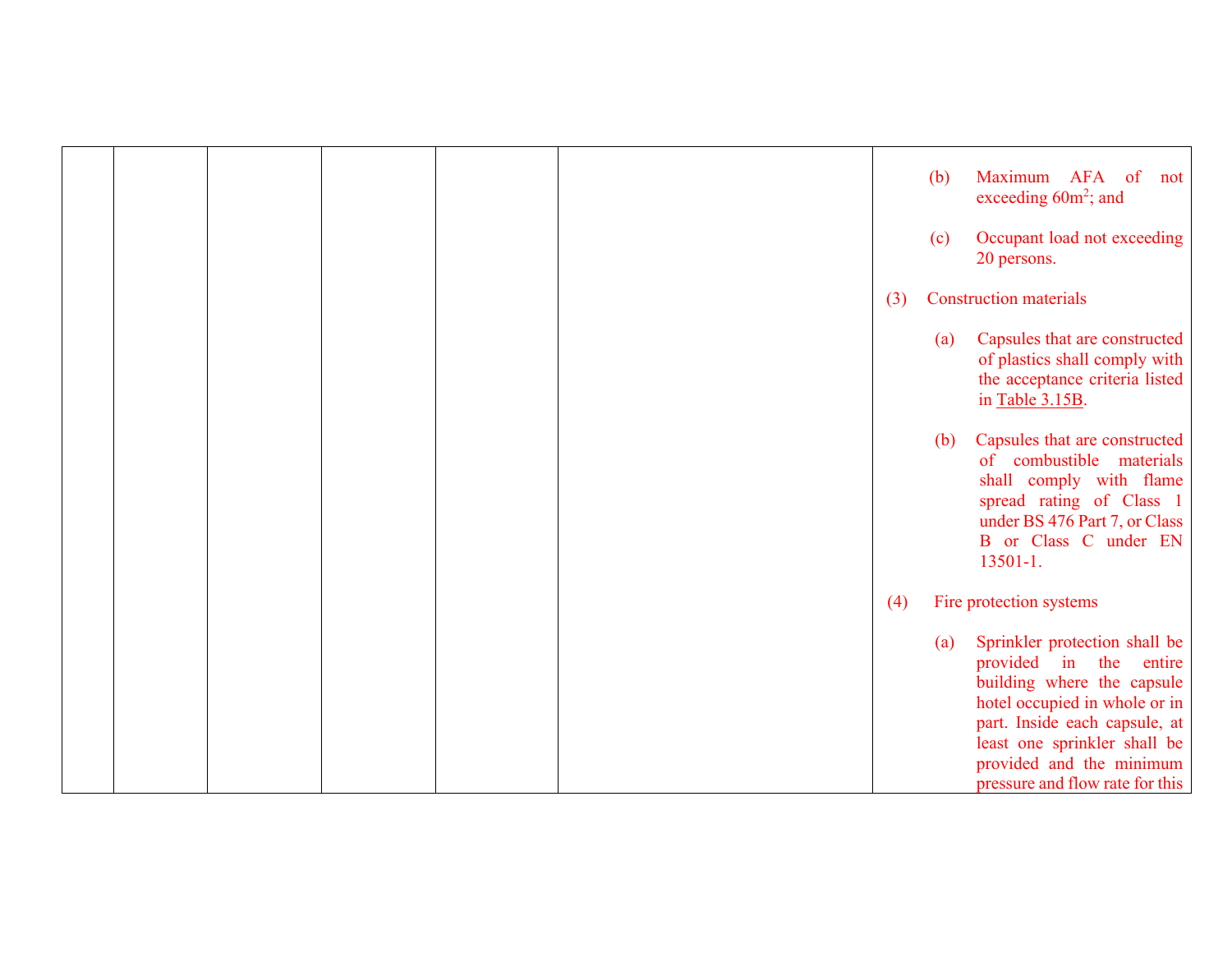| | | | | | | (b) Maximum AFA of not exceeding $60m^2$; and<br><br>(c) Occupant load not exceeding 20 persons.<br><br>(3) Construction materials<br><br>(a) Capsules that are constructed of plastics shall comply with the acceptance criteria listed in Table 3.15B.<br><br>(b) Capsules that are constructed of combustible materials shall comply with flame spread rating of Class 1 under BS 476 Part 7, or Class B or Class C under EN 13501-1.<br><br>(4) Fire protection systems<br><br>(a) Sprinkler protection shall be provided in the entire building where the capsule hotel occupied in whole or in part. Inside each capsule, at least one sprinkler shall be provided and the minimum pressure and flow rate for this |
|---|---|---|---|---|---|---|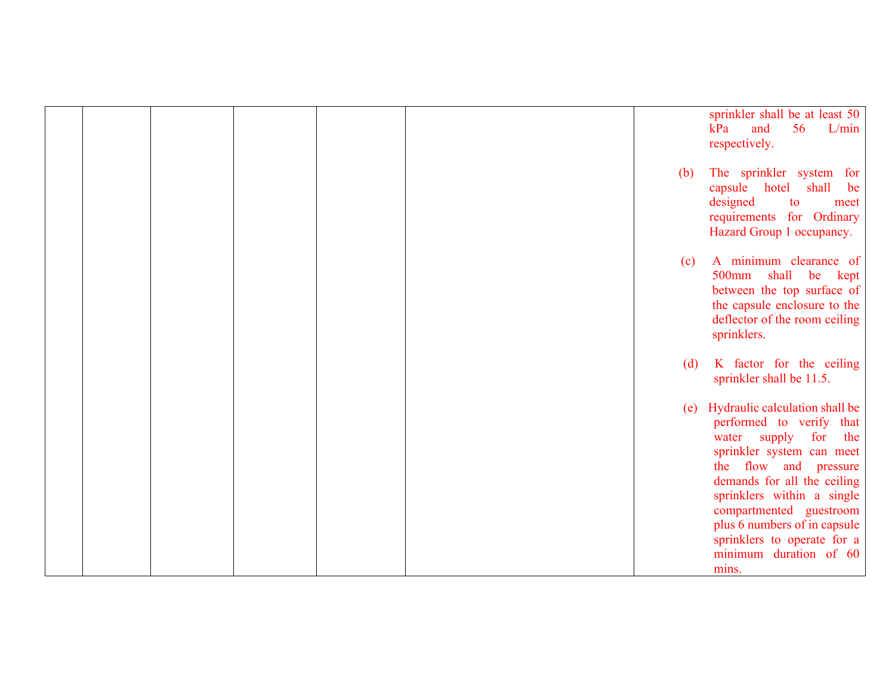|  |  |  |  |  |  |  |
|---|---|---|---|---|---|---|
|  |  |  |  |  |  | sprinkler shall be at least 50 kPa and 56 L/min respectively.<br><br>(b) The sprinkler system for capsule hotel shall be designed to meet requirements for Ordinary Hazard Group 1 occupancy.<br><br>(c) A minimum clearance of 500mm shall be kept between the top surface of the capsule enclosure to the deflector of the room ceiling sprinklers.<br><br>(d) K factor for the ceiling sprinkler shall be 11.5.<br><br>(e) Hydraulic calculation shall be performed to verify that water supply for the sprinkler system can meet the flow and pressure demands for all the ceiling sprinklers within a single compartmented guestroom plus 6 numbers of in capsule sprinklers to operate for a minimum duration of 60 mins. |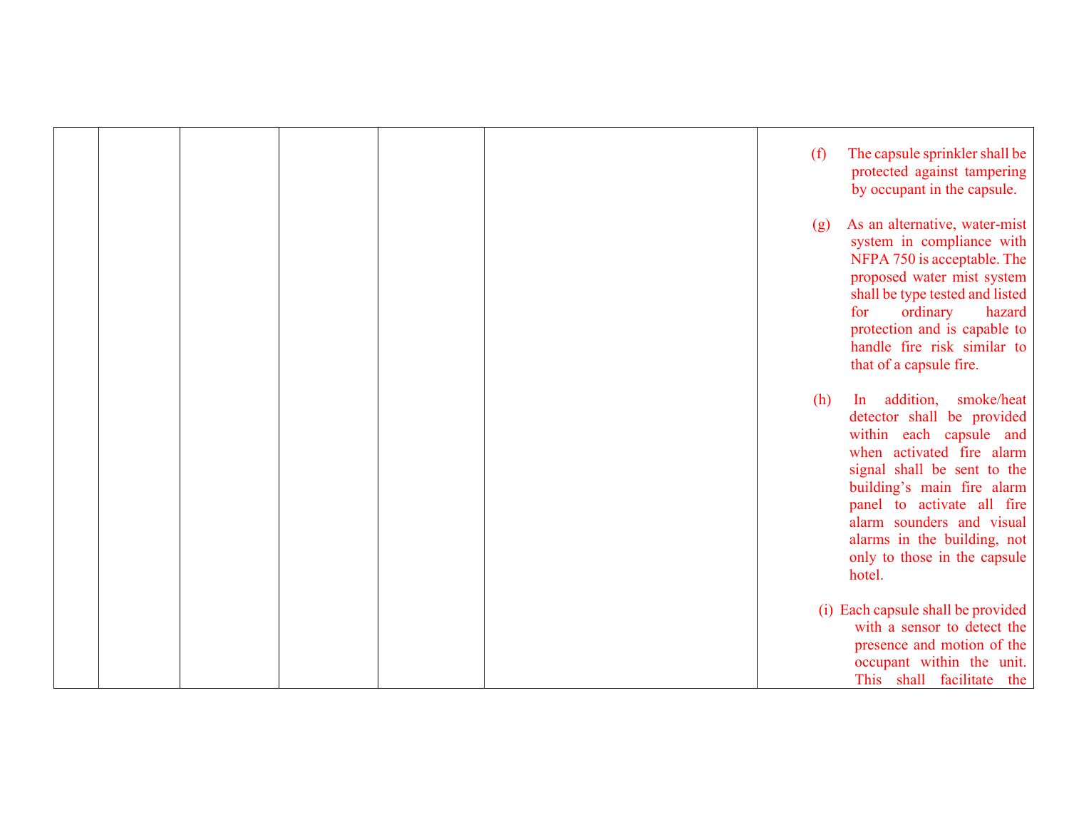| | | | | | | |
|---|---|---|---|---|---|---|
| | | | | | | (f) The capsule sprinkler shall be protected against tampering by occupant in the capsule.<br><br>(g) As an alternative, water-mist system in compliance with NFPA 750 is acceptable. The proposed water mist system shall be type tested and listed for ordinary hazard protection and is capable to handle fire risk similar to that of a capsule fire.<br><br>(h) In addition, smoke/heat detector shall be provided within each capsule and when activated fire alarm signal shall be sent to the building's main fire alarm panel to activate all fire alarm sounders and visual alarms in the building, not only to those in the capsule hotel.<br><br>(i) Each capsule shall be provided with a sensor to detect the presence and motion of the occupant within the unit. This shall facilitate the |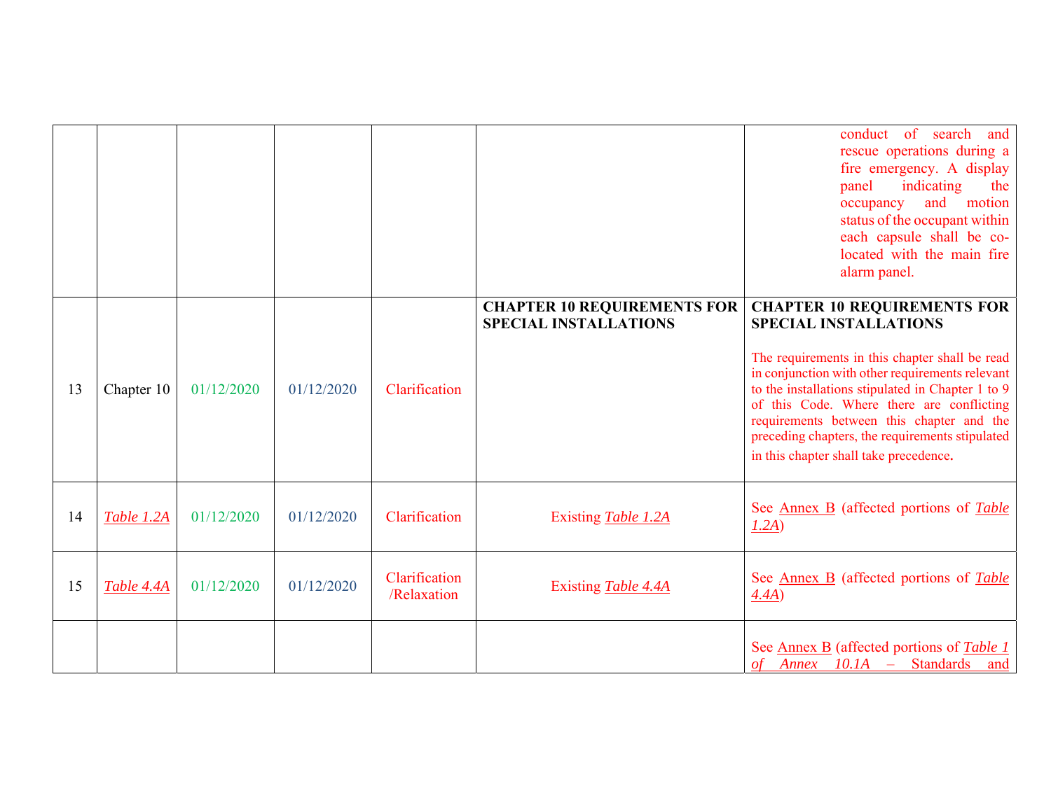| | | | | | | |
|---|---|---|---|---|---|---|
| | | | | | | conduct of search and rescue operations during a fire emergency. A display panel indicating the occupancy and motion status of the occupant within each capsule shall be co-located with the main fire alarm panel. |
| 13 | Chapter 10 | 01/12/2020 | 01/12/2020 | Clarification | **CHAPTER 10 REQUIREMENTS FOR SPECIAL INSTALLATIONS** | **CHAPTER 10 REQUIREMENTS FOR SPECIAL INSTALLATIONS**<br><br>The requirements in this chapter shall be read in conjunction with other requirements relevant to the installations stipulated in Chapter 1 to 9 of this Code. Where there are conflicting requirements between this chapter and the preceding chapters, the requirements stipulated in this chapter shall take precedence. |
| 14 | *Table 1.2A* | 01/12/2020 | 01/12/2020 | Clarification | Existing *Table 1.2A* | See Annex B (affected portions of *Table 1.2A*) |
| 15 | *Table 4.4A* | 01/12/2020 | 01/12/2020 | Clarification /Relaxation | Existing *Table 4.4A* | See Annex B (affected portions of *Table 4.4A*) |
| | | | | | | See Annex B (affected portions of *Table 1 of Annex 10.1A* – Standards and |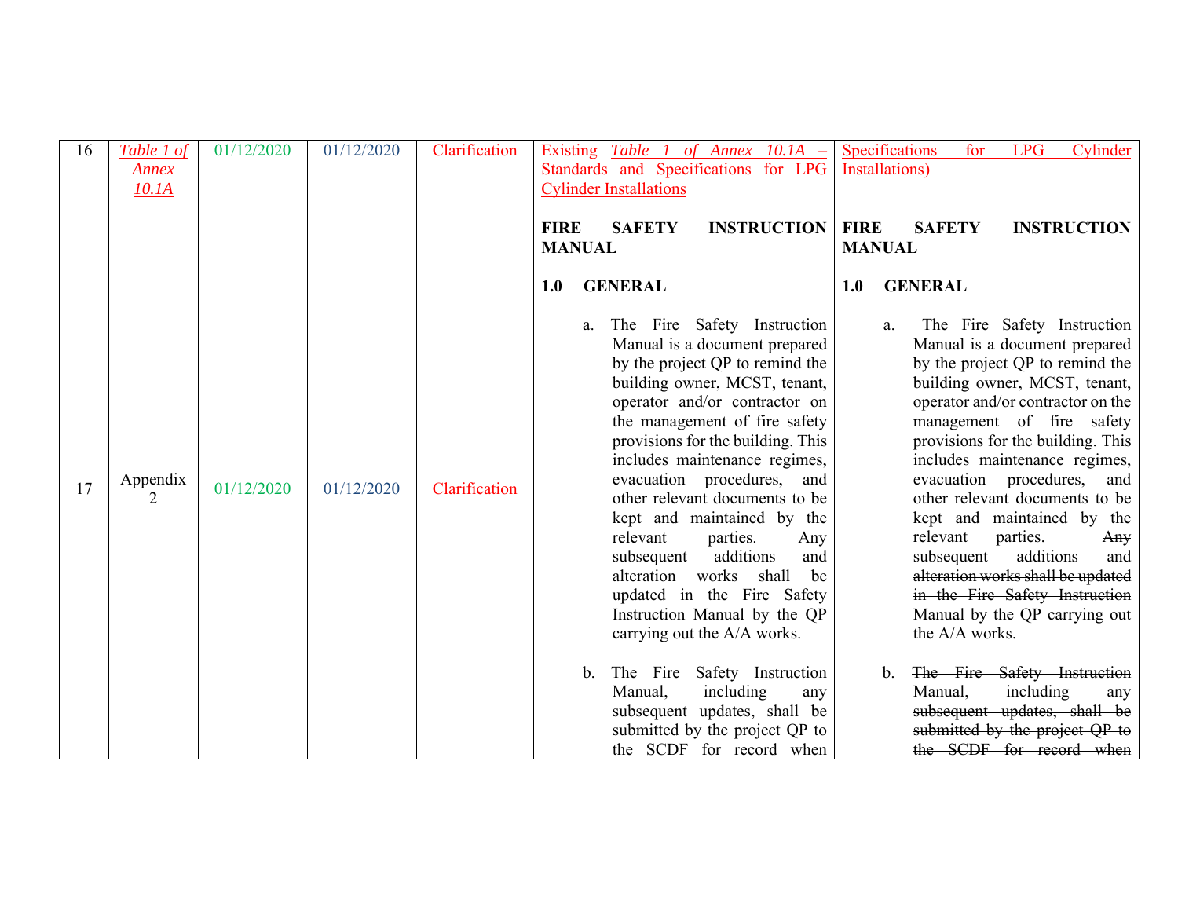| 16 | *Table 1 of Annex 10.1A* | 01/12/2020 | 01/12/2020 | Clarification | Existing *Table 1 of Annex 10.1A* – Standards and Specifications for LPG Cylinder Installations | Specifications for LPG Cylinder Installations) |
|---|---|---|---|---|---|---|
| 17 | Appendix 2 | 01/12/2020 | 01/12/2020 | Clarification | **FIRE SAFETY INSTRUCTION MANUAL**<br><br>**1.0 GENERAL**<br><br>a. The Fire Safety Instruction Manual is a document prepared by the project QP to remind the building owner, MCST, tenant, operator and/or contractor on the management of fire safety provisions for the building. This includes maintenance regimes, evacuation procedures, and other relevant documents to be kept and maintained by the relevant parties. Any subsequent additions and alteration works shall be updated in the Fire Safety Instruction Manual by the QP carrying out the A/A works.<br><br>b. The Fire Safety Instruction Manual, including any subsequent updates, shall be submitted by the project QP to the SCDF for record when | **FIRE SAFETY INSTRUCTION MANUAL**<br><br>**1.0 GENERAL**<br><br>a. The Fire Safety Instruction Manual is a document prepared by the project QP to remind the building owner, MCST, tenant, operator and/or contractor on the management of fire safety provisions for the building. This includes maintenance regimes, evacuation procedures, and other relevant documents to be kept and maintained by the relevant parties. ~~Any subsequent additions and alteration works shall be updated in the Fire Safety Instruction Manual by the QP carrying out the A/A works.~~<br><br>b. ~~The Fire Safety Instruction Manual, including any subsequent updates, shall be submitted by the project QP to the SCDF for record when~~ |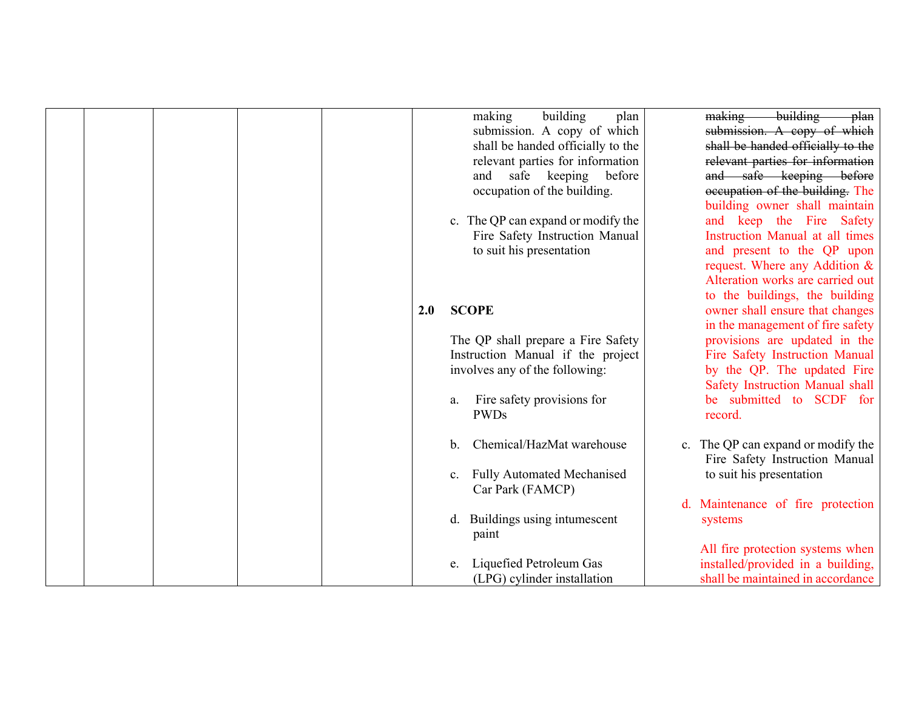| | | | | | | |
|---|---|---|---|---|---|---|
| | | | | | making building plan submission. A copy of which shall be handed officially to the relevant parties for information and safe keeping before occupation of the building.<br><br>c. The QP can expand or modify the Fire Safety Instruction Manual to suit his presentation<br><br>**2.0 SCOPE**<br><br>The QP shall prepare a Fire Safety Instruction Manual if the project involves any of the following:<br><br>a. Fire safety provisions for PWDs<br><br>b. Chemical/HazMat warehouse<br><br>c. Fully Automated Mechanised Car Park (FAMCP)<br><br>d. Buildings using intumescent paint<br><br>e. Liquefied Petroleum Gas (LPG) cylinder installation | ~~making building plan submission. A copy of which shall be handed officially to the relevant parties for information and safe keeping before occupation of the building.~~ The building owner shall maintain and keep the Fire Safety Instruction Manual at all times and present to the QP upon request. Where any Addition & Alteration works are carried out to the buildings, the building owner shall ensure that changes in the management of fire safety provisions are updated in the Fire Safety Instruction Manual by the QP. The updated Fire Safety Instruction Manual shall be submitted to SCDF for record.<br><br>c. The QP can expand or modify the Fire Safety Instruction Manual to suit his presentation<br><br>d. Maintenance of fire protection systems<br><br>All fire protection systems when installed/provided in a building, shall be maintained in accordance |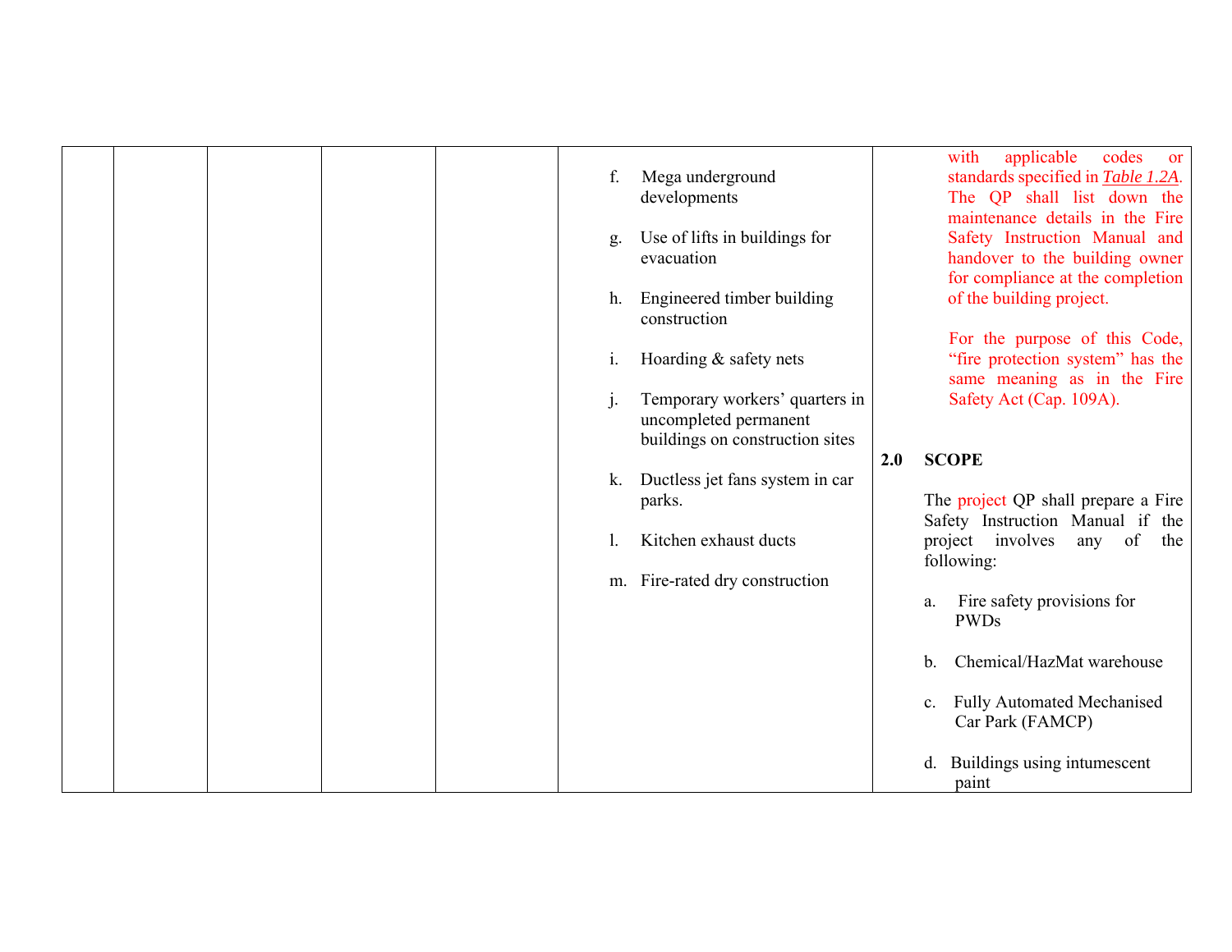| | | | | | f. Mega underground developments<br><br>g. Use of lifts in buildings for evacuation<br><br>h. Engineered timber building construction<br><br>i. Hoarding & safety nets<br><br>j. Temporary workers' quarters in uncompleted permanent buildings on construction sites<br><br>k. Ductless jet fans system in car parks.<br><br>l. Kitchen exhaust ducts<br><br>m. Fire-rated dry construction | with applicable codes or standards specified in *Table 1.2A*. The QP shall list down the maintenance details in the Fire Safety Instruction Manual and handover to the building owner for compliance at the completion of the building project.<br><br>For the purpose of this Code, "fire protection system" has the same meaning as in the Fire Safety Act (Cap. 109A).<br><br>**2.0 SCOPE**<br><br>The project QP shall prepare a Fire Safety Instruction Manual if the project involves any of the following:<br><br>a. Fire safety provisions for PWDs<br><br>b. Chemical/HazMat warehouse<br><br>c. Fully Automated Mechanised Car Park (FAMCP)<br><br>d. Buildings using intumescent paint |
|---|---|---|---|---|---|---|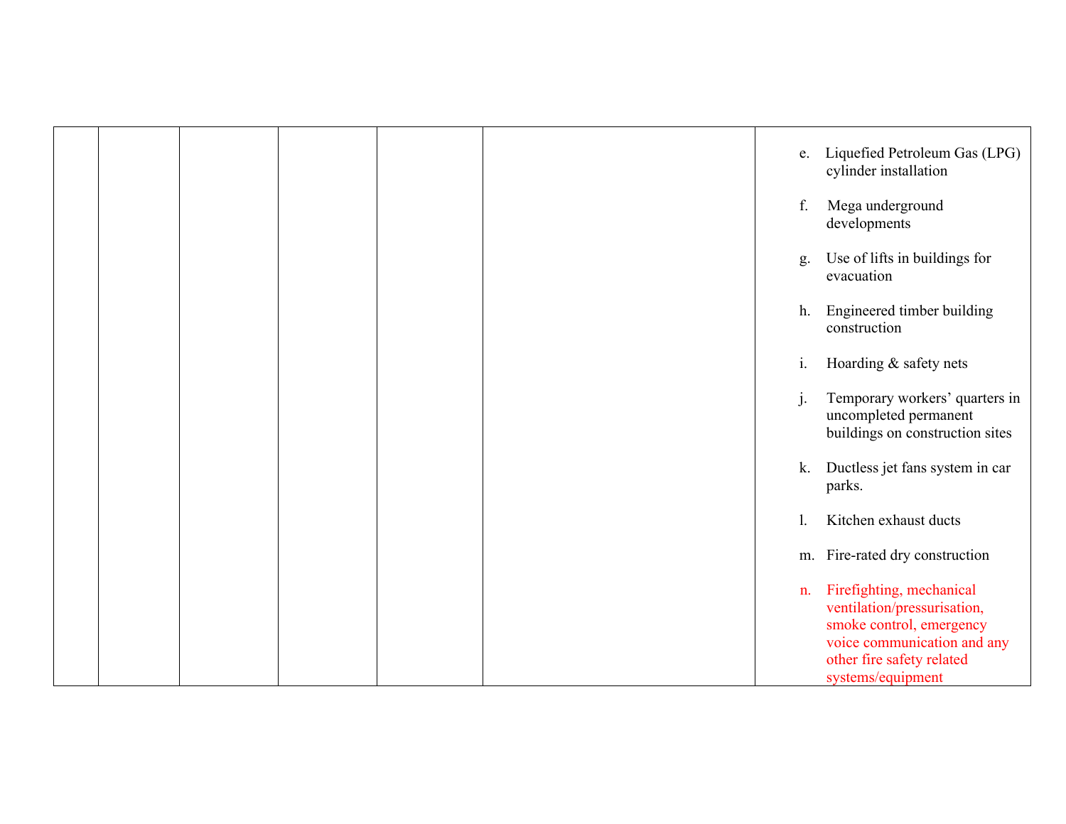| | | | | | | |
|---|---|---|---|---|---|---|
| | | | | | | e. Liquefied Petroleum Gas (LPG) cylinder installation<br><br>f. Mega underground developments<br><br>g. Use of lifts in buildings for evacuation<br><br>h. Engineered timber building construction<br><br>i. Hoarding & safety nets<br><br>j. Temporary workers' quarters in uncompleted permanent buildings on construction sites<br><br>k. Ductless jet fans system in car parks.<br><br>l. Kitchen exhaust ducts<br><br>m. Fire-rated dry construction<br><br>n. Firefighting, mechanical ventilation/pressurisation, smoke control, emergency voice communication and any other fire safety related systems/equipment |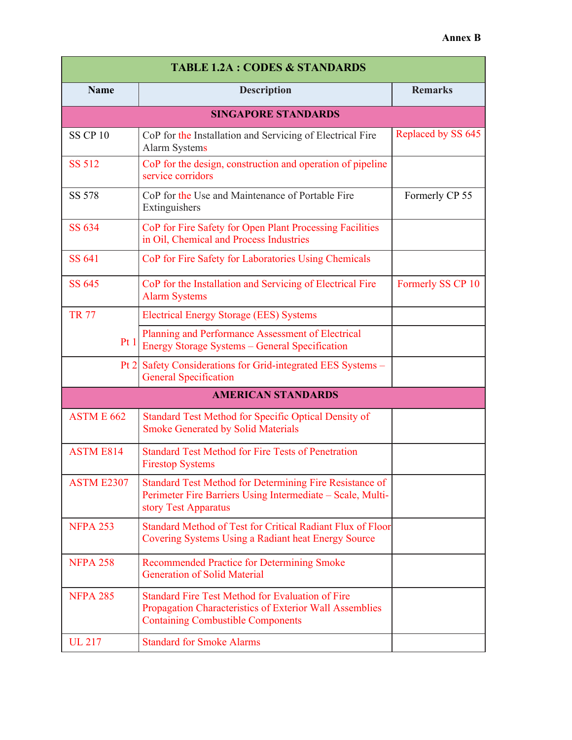Annex B

| TABLE 1.2A : CODES & STANDARDS | | |
|---|---|---|
| **Name** | **Description** | **Remarks** |
| **SINGAPORE STANDARDS** | | |
| SS CP 10 | CoP for the Installation and Servicing of Electrical Fire Alarm Systems | Replaced by SS 645 |
| SS 512 | CoP for the design, construction and operation of pipeline service corridors | |
| SS 578 | CoP for the Use and Maintenance of Portable Fire Extinguishers | Formerly CP 55 |
| SS 634 | CoP for Fire Safety for Open Plant Processing Facilities in Oil, Chemical and Process Industries | |
| SS 641 | CoP for Fire Safety for Laboratories Using Chemicals | |
| SS 645 | CoP for the Installation and Servicing of Electrical Fire Alarm Systems | Formerly SS CP 10 |
| TR 77 | Electrical Energy Storage (EES) Systems | |
| Pt 1 | Planning and Performance Assessment of Electrical Energy Storage Systems – General Specification | |
| Pt 2 | Safety Considerations for Grid-integrated EES Systems – General Specification | |
| **AMERICAN STANDARDS** | | |
| ASTM E 662 | Standard Test Method for Specific Optical Density of Smoke Generated by Solid Materials | |
| ASTM E814 | Standard Test Method for Fire Tests of Penetration Firestop Systems | |
| ASTM E2307 | Standard Test Method for Determining Fire Resistance of Perimeter Fire Barriers Using Intermediate – Scale, Multi-story Test Apparatus | |
| NFPA 253 | Standard Method of Test for Critical Radiant Flux of Floor Covering Systems Using a Radiant heat Energy Source | |
| NFPA 258 | Recommended Practice for Determining Smoke Generation of Solid Material | |
| NFPA 285 | Standard Fire Test Method for Evaluation of Fire Propagation Characteristics of Exterior Wall Assemblies Containing Combustible Components | |
| UL 217 | Standard for Smoke Alarms | |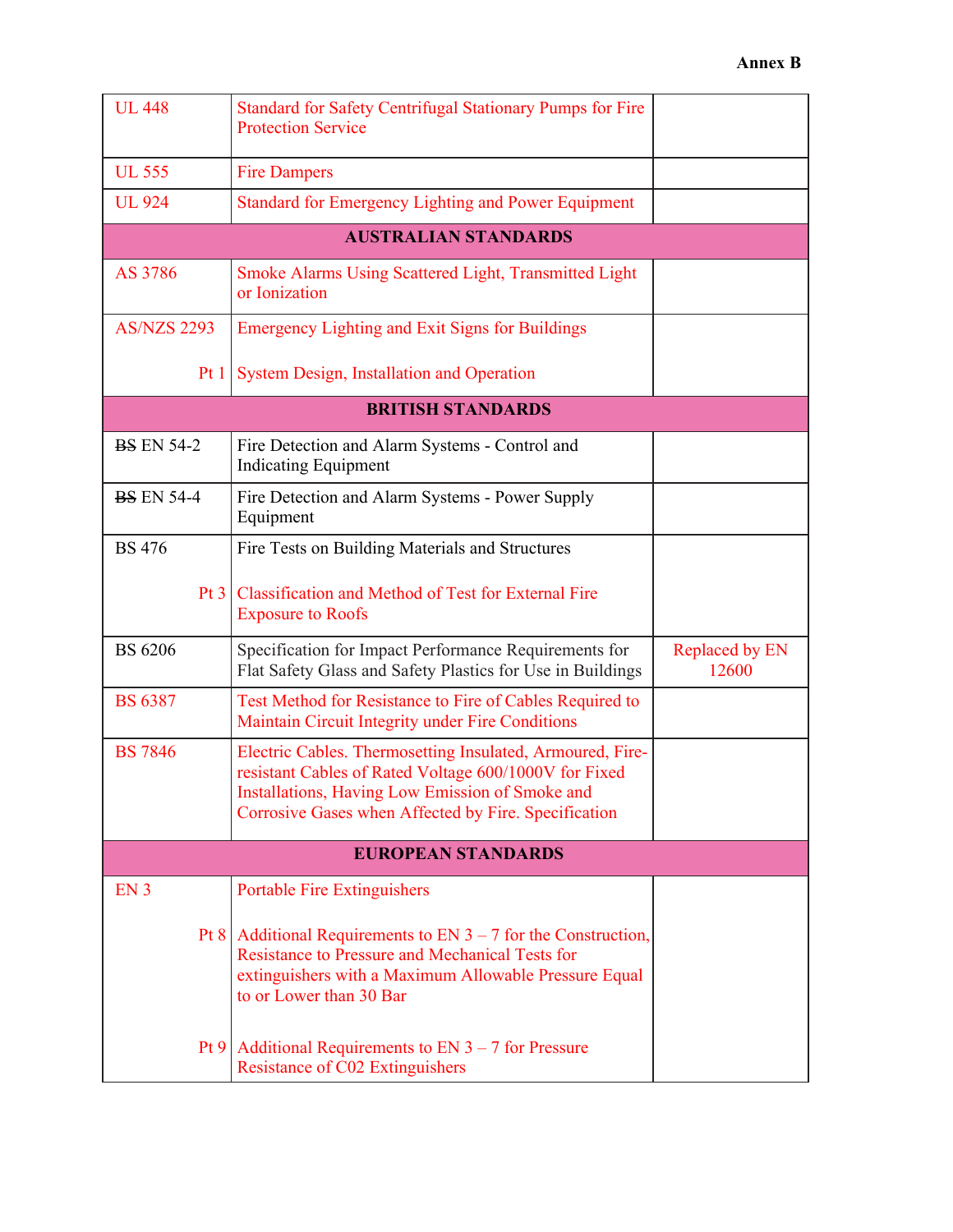**Annex B**

| | | |
|---|---|---|
| UL 448 | Standard for Safety Centrifugal Stationary Pumps for Fire Protection Service | |
| UL 555 | Fire Dampers | |
| UL 924 | Standard for Emergency Lighting and Power Equipment | |
| **AUSTRALIAN STANDARDS** | | |
| AS 3786 | Smoke Alarms Using Scattered Light, Transmitted Light or Ionization | |
| AS/NZS 2293 | Emergency Lighting and Exit Signs for Buildings | |
| Pt 1 | System Design, Installation and Operation | |
| **BRITISH STANDARDS** | | |
| ~~BS~~ EN 54-2 | Fire Detection and Alarm Systems - Control and Indicating Equipment | |
| ~~BS~~ EN 54-4 | Fire Detection and Alarm Systems - Power Supply Equipment | |
| BS 476 | Fire Tests on Building Materials and Structures | |
| Pt 3 | Classification and Method of Test for External Fire Exposure to Roofs | |
| BS 6206 | Specification for Impact Performance Requirements for Flat Safety Glass and Safety Plastics for Use in Buildings | Replaced by EN 12600 |
| BS 6387 | Test Method for Resistance to Fire of Cables Required to Maintain Circuit Integrity under Fire Conditions | |
| BS 7846 | Electric Cables. Thermosetting Insulated, Armoured, Fire-resistant Cables of Rated Voltage 600/1000V for Fixed Installations, Having Low Emission of Smoke and Corrosive Gases when Affected by Fire. Specification | |
| **EUROPEAN STANDARDS** | | |
| EN 3 | Portable Fire Extinguishers | |
| Pt 8 | Additional Requirements to EN 3 – 7 for the Construction, Resistance to Pressure and Mechanical Tests for extinguishers with a Maximum Allowable Pressure Equal to or Lower than 30 Bar | |
| Pt 9 | Additional Requirements to EN 3 – 7 for Pressure Resistance of C02 Extinguishers | |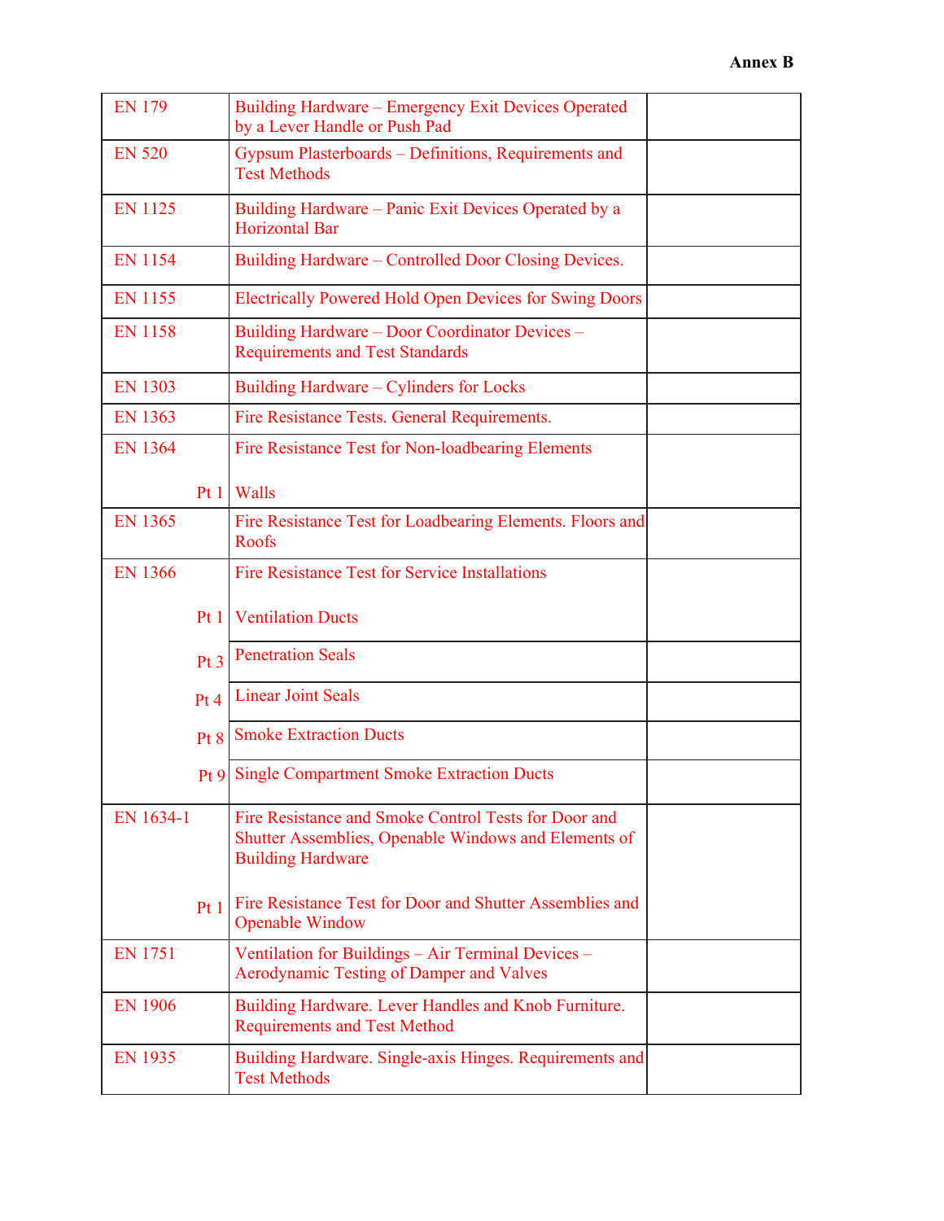**Annex B**

| | | |
|---|---|---|
| EN 179 | Building Hardware – Emergency Exit Devices Operated by a Lever Handle or Push Pad | |
| EN 520 | Gypsum Plasterboards – Definitions, Requirements and Test Methods | |
| EN 1125 | Building Hardware – Panic Exit Devices Operated by a Horizontal Bar | |
| EN 1154 | Building Hardware – Controlled Door Closing Devices. | |
| EN 1155 | Electrically Powered Hold Open Devices for Swing Doors | |
| EN 1158 | Building Hardware – Door Coordinator Devices – Requirements and Test Standards | |
| EN 1303 | Building Hardware – Cylinders for Locks | |
| EN 1363 | Fire Resistance Tests. General Requirements. | |
| EN 1364<br><br>Pt 1 | Fire Resistance Test for Non-loadbearing Elements<br><br>Walls | |
| EN 1365 | Fire Resistance Test for Loadbearing Elements. Floors and Roofs | |
| EN 1366<br><br>Pt 1 | Fire Resistance Test for Service Installations<br><br>Ventilation Ducts | |
| Pt 3 | Penetration Seals | |
| Pt 4 | Linear Joint Seals | |
| Pt 8 | Smoke Extraction Ducts | |
| Pt 9 | Single Compartment Smoke Extraction Ducts | |
| EN 1634-1<br><br>Pt 1 | Fire Resistance and Smoke Control Tests for Door and Shutter Assemblies, Openable Windows and Elements of Building Hardware<br><br>Fire Resistance Test for Door and Shutter Assemblies and Openable Window | |
| EN 1751 | Ventilation for Buildings – Air Terminal Devices – Aerodynamic Testing of Damper and Valves | |
| EN 1906 | Building Hardware. Lever Handles and Knob Furniture. Requirements and Test Method | |
| EN 1935 | Building Hardware. Single-axis Hinges. Requirements and Test Methods | |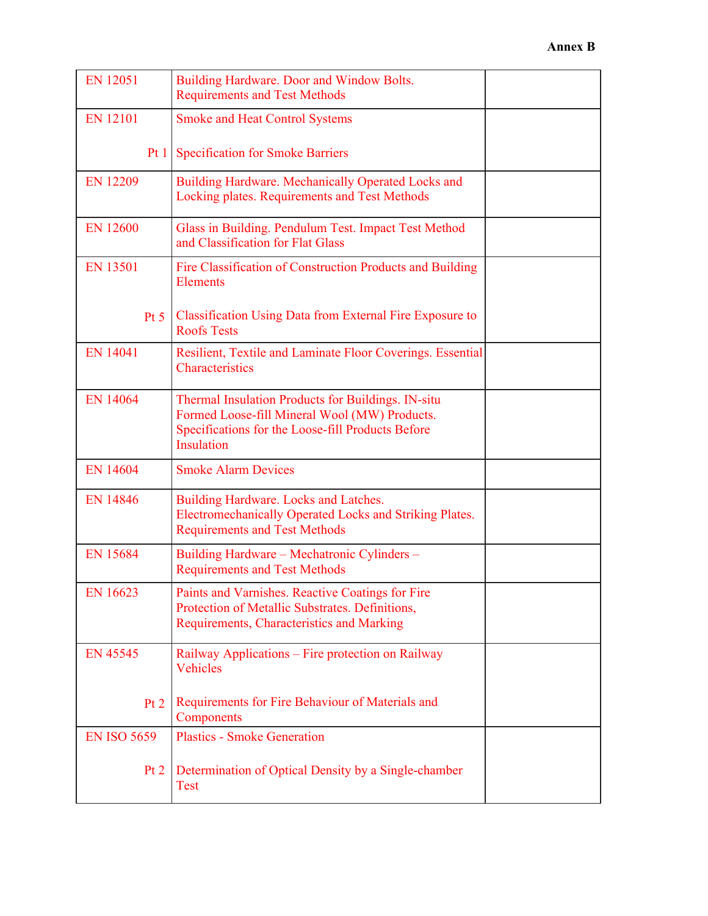**Annex B**

| | | |
|---|---|---|
| EN 12051 | Building Hardware. Door and Window Bolts. Requirements and Test Methods | |
| EN 12101 | Smoke and Heat Control Systems | |
| Pt 1 | Specification for Smoke Barriers | |
| EN 12209 | Building Hardware. Mechanically Operated Locks and Locking plates. Requirements and Test Methods | |
| EN 12600 | Glass in Building. Pendulum Test. Impact Test Method and Classification for Flat Glass | |
| EN 13501 | Fire Classification of Construction Products and Building Elements | |
| Pt 5 | Classification Using Data from External Fire Exposure to Roofs Tests | |
| EN 14041 | Resilient, Textile and Laminate Floor Coverings. Essential Characteristics | |
| EN 14064 | Thermal Insulation Products for Buildings. IN-situ Formed Loose-fill Mineral Wool (MW) Products. Specifications for the Loose-fill Products Before Insulation | |
| EN 14604 | Smoke Alarm Devices | |
| EN 14846 | Building Hardware. Locks and Latches. Electromechanically Operated Locks and Striking Plates. Requirements and Test Methods | |
| EN 15684 | Building Hardware – Mechatronic Cylinders – Requirements and Test Methods | |
| EN 16623 | Paints and Varnishes. Reactive Coatings for Fire Protection of Metallic Substrates. Definitions, Requirements, Characteristics and Marking | |
| EN 45545 | Railway Applications – Fire protection on Railway Vehicles | |
| Pt 2 | Requirements for Fire Behaviour of Materials and Components | |
| EN ISO 5659 | Plastics - Smoke Generation | |
| Pt 2 | Determination of Optical Density by a Single-chamber Test | |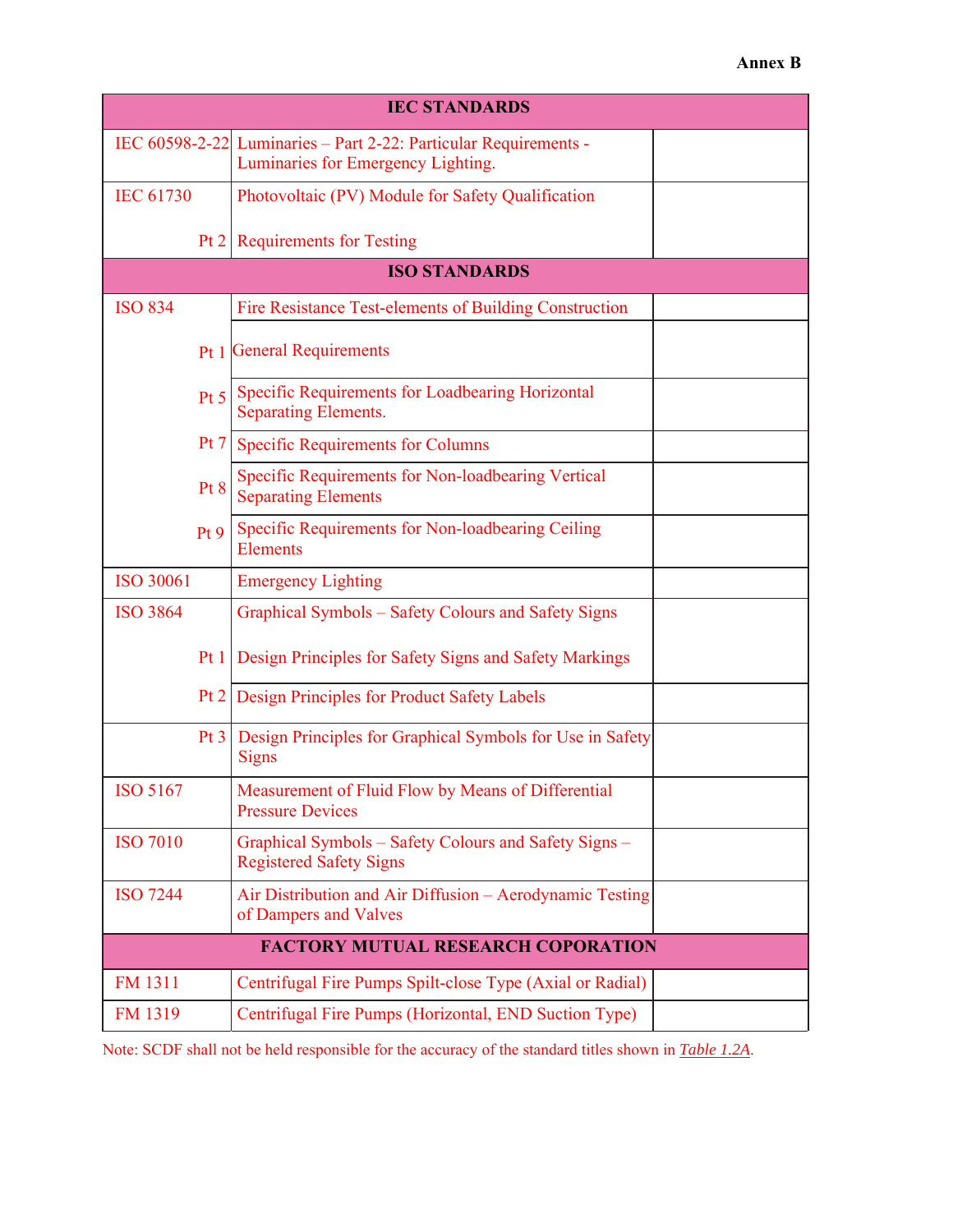**Annex B**

| IEC STANDARDS | | |
|---|---|---|
| IEC 60598-2-22 | Luminaries – Part 2-22: Particular Requirements - Luminaries for Emergency Lighting. | |
| IEC 61730 | Photovoltaic (PV) Module for Safety Qualification | |
| Pt 2 | Requirements for Testing | |
| **ISO STANDARDS** | | |
| ISO 834 | Fire Resistance Test-elements of Building Construction | |
| Pt 1 | General Requirements | |
| Pt 5 | Specific Requirements for Loadbearing Horizontal Separating Elements. | |
| Pt 7 | Specific Requirements for Columns | |
| Pt 8 | Specific Requirements for Non-loadbearing Vertical Separating Elements | |
| Pt 9 | Specific Requirements for Non-loadbearing Ceiling Elements | |
| ISO 30061 | Emergency Lighting | |
| ISO 3864 | Graphical Symbols – Safety Colours and Safety Signs | |
| Pt 1 | Design Principles for Safety Signs and Safety Markings | |
| Pt 2 | Design Principles for Product Safety Labels | |
| Pt 3 | Design Principles for Graphical Symbols for Use in Safety Signs | |
| ISO 5167 | Measurement of Fluid Flow by Means of Differential Pressure Devices | |
| ISO 7010 | Graphical Symbols – Safety Colours and Safety Signs – Registered Safety Signs | |
| ISO 7244 | Air Distribution and Air Diffusion – Aerodynamic Testing of Dampers and Valves | |
| **FACTORY MUTUAL RESEARCH COPORATION** | | |
| FM 1311 | Centrifugal Fire Pumps Spilt-close Type (Axial or Radial) | |
| FM 1319 | Centrifugal Fire Pumps (Horizontal, END Suction Type) | |

Note: SCDF shall not be held responsible for the accuracy of the standard titles shown in *Table 1.2A*.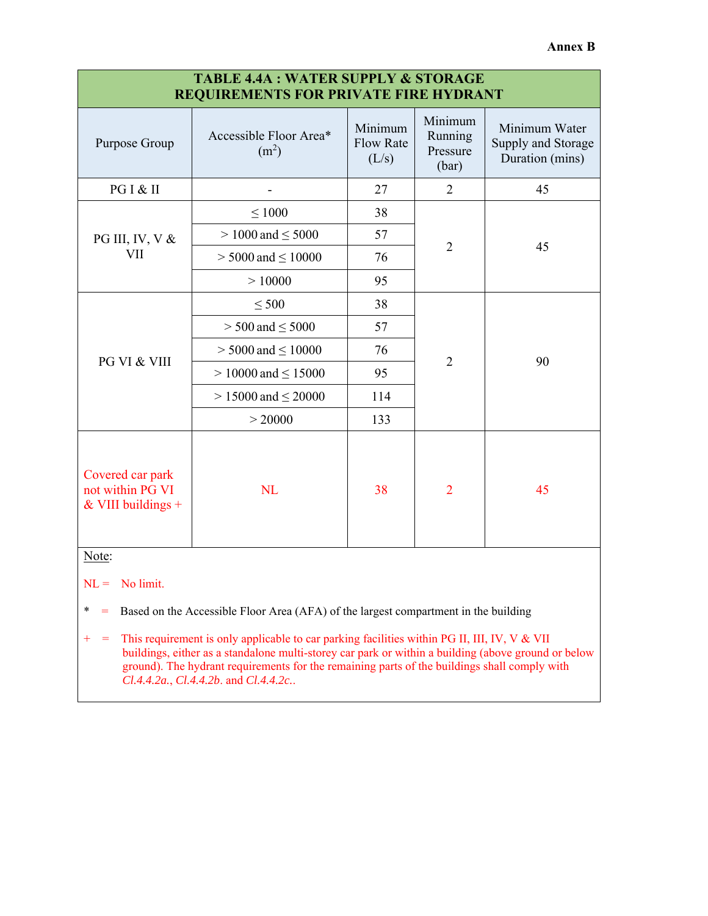**Annex B**

**TABLE 4.4A : WATER SUPPLY & STORAGE REQUIREMENTS FOR PRIVATE FIRE HYDRANT**

| Purpose Group | Accessible Floor Area* ($m^2$) | Minimum Flow Rate (L/s) | Minimum Running Pressure (bar) | Minimum Water Supply and Storage Duration (mins) |
|---|---|---|---|---|
| PG I & II | - | 27 | 2 | 45 |
| PG III, IV, V & VII | ≤ 1000 | 38 | 2 | 45 |
| | > 1000 and ≤ 5000 | 57 | | |
| | > 5000 and ≤ 10000 | 76 | | |
| | > 10000 | 95 | | |
| PG VI & VIII | ≤ 500 | 38 | 2 | 90 |
| | > 500 and ≤ 5000 | 57 | | |
| | > 5000 and ≤ 10000 | 76 | | |
| | > 10000 and ≤ 15000 | 95 | | |
| | > 15000 and ≤ 20000 | 114 | | |
| | > 20000 | 133 | | |
| Covered car park not within PG VI & VIII buildings + | NL | 38 | 2 | 45 |

Note:

NL = No limit.

\* = Based on the Accessible Floor Area (AFA) of the largest compartment in the building

\+ = This requirement is only applicable to car parking facilities within PG II, III, IV, V & VII buildings, either as a standalone multi-storey car park or within a building (above ground or below ground). The hydrant requirements for the remaining parts of the buildings shall comply with *Cl.4.4.2a.*, *Cl.4.4.2b.* and *Cl.4.4.2c.*.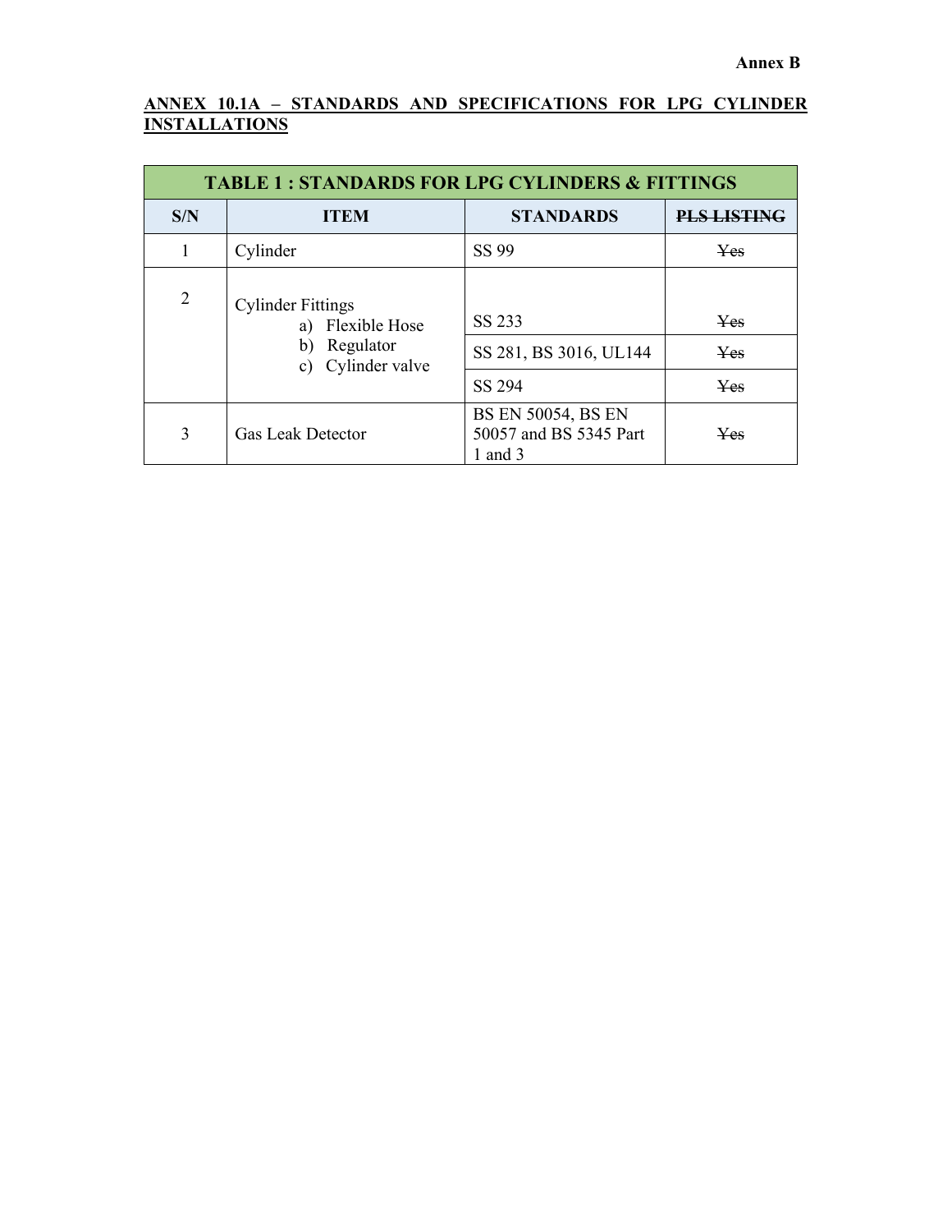**Annex B**

## ANNEX 10.1A – STANDARDS AND SPECIFICATIONS FOR LPG CYLINDER INSTALLATIONS

| TABLE 1 : STANDARDS FOR LPG CYLINDERS & FITTINGS | | | |
|---|---|---|---|
| **S/N** | **ITEM** | **STANDARDS** | **~~PLS LISTING~~** |
| 1 | Cylinder | SS 99 | ~~Yes~~ |
| 2 | Cylinder Fittings<br>a) Flexible Hose | SS 233 | ~~Yes~~ |
| | b) Regulator | SS 281, BS 3016, UL144 | ~~Yes~~ |
| | c) Cylinder valve | SS 294 | ~~Yes~~ |
| 3 | Gas Leak Detector | BS EN 50054, BS EN 50057 and BS 5345 Part 1 and 3 | ~~Yes~~ |